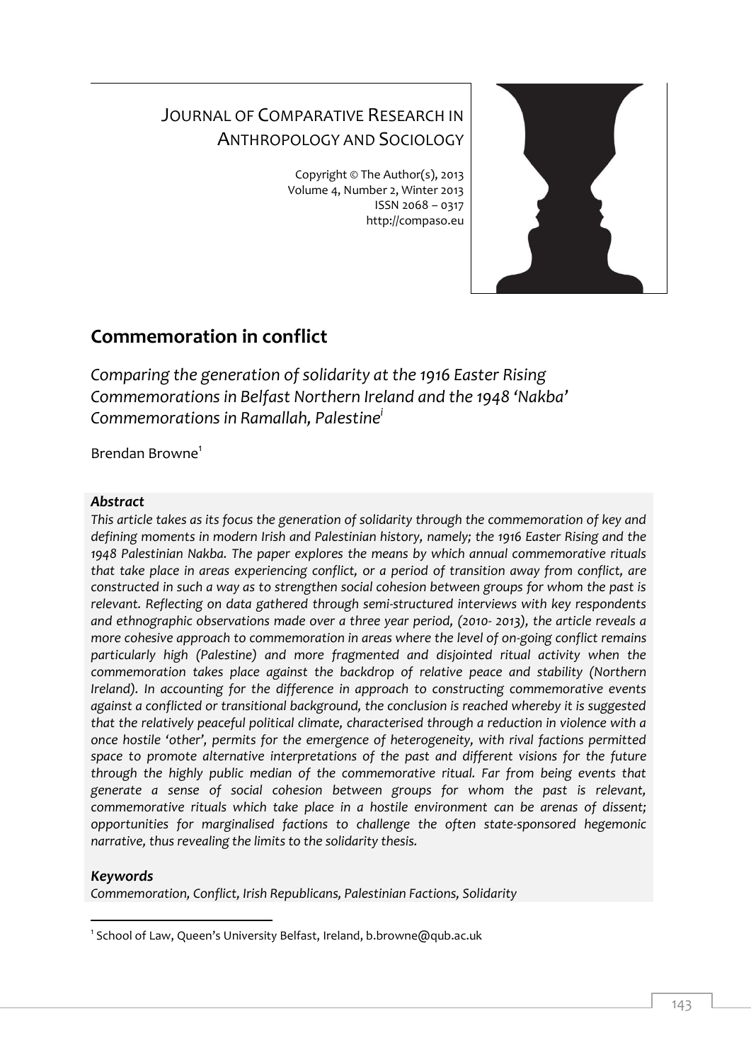# Journal of Comparative Research in Anthropology and Sociology

Copyright © The Author(s), 2013
Volume 4, Number 2, Winter 2013
ISSN 2068 – 0317
http://compaso.eu

## Commemoration in conflict

*Comparing the generation of solidarity at the 1916 Easter Rising Commemorations in Belfast Northern Ireland and the 1948 'Nakba' Commemorations in Ramallah, Palestine*[i]

Brendan Browne[1]

### *Abstract*

*This article takes as its focus the generation of solidarity through the commemoration of key and defining moments in modern Irish and Palestinian history, namely; the 1916 Easter Rising and the 1948 Palestinian Nakba. The paper explores the means by which annual commemorative rituals that take place in areas experiencing conflict, or a period of transition away from conflict, are constructed in such a way as to strengthen social cohesion between groups for whom the past is relevant. Reflecting on data gathered through semi-structured interviews with key respondents and ethnographic observations made over a three year period, (2010- 2013), the article reveals a more cohesive approach to commemoration in areas where the level of on-going conflict remains particularly high (Palestine) and more fragmented and disjointed ritual activity when the commemoration takes place against the backdrop of relative peace and stability (Northern Ireland). In accounting for the difference in approach to constructing commemorative events against a conflicted or transitional background, the conclusion is reached whereby it is suggested that the relatively peaceful political climate, characterised through a reduction in violence with a once hostile 'other', permits for the emergence of heterogeneity, with rival factions permitted space to promote alternative interpretations of the past and different visions for the future through the highly public median of the commemorative ritual. Far from being events that generate a sense of social cohesion between groups for whom the past is relevant, commemorative rituals which take place in a hostile environment can be arenas of dissent; opportunities for marginalised factions to challenge the often state-sponsored hegemonic narrative, thus revealing the limits to the solidarity thesis.*

### *Keywords*

*Commemoration, Conflict, Irish Republicans, Palestinian Factions, Solidarity*

---

[1] School of Law, Queen's University Belfast, Ireland, b.browne@qub.ac.uk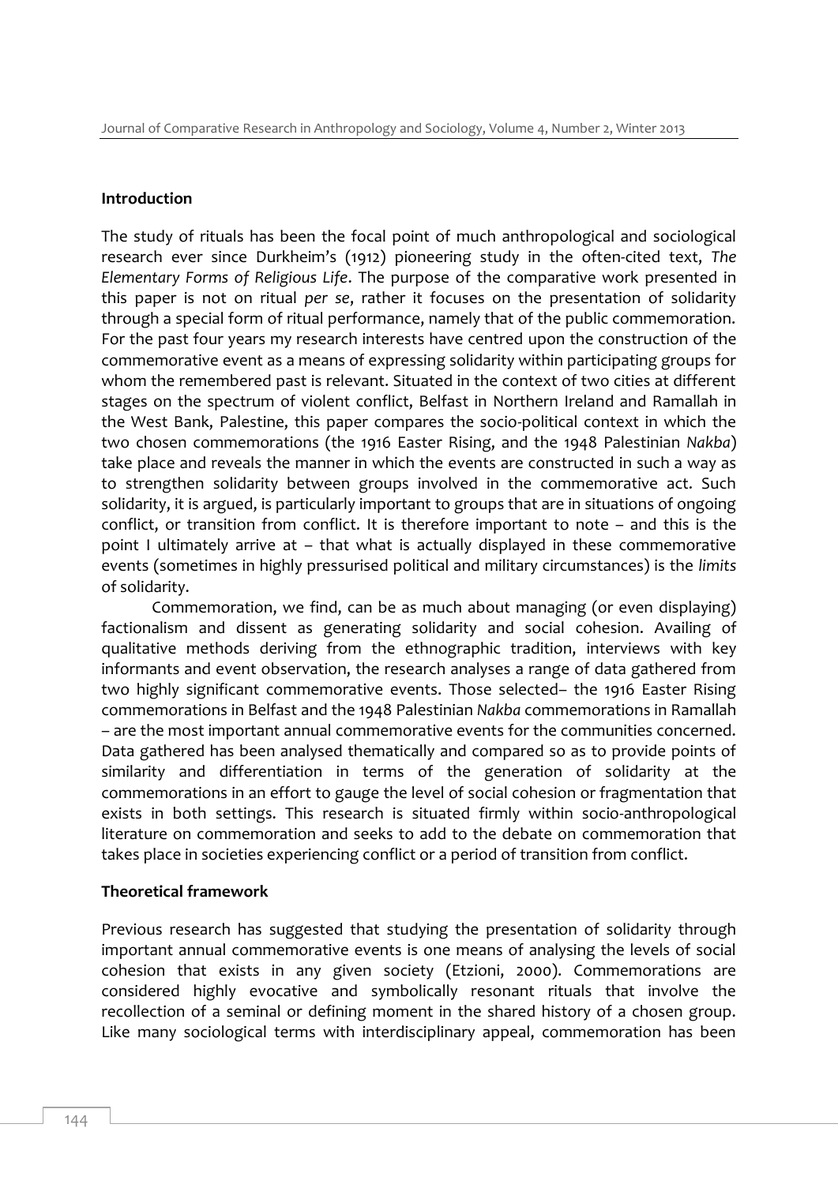## Introduction

The study of rituals has been the focal point of much anthropological and sociological research ever since Durkheim's (1912) pioneering study in the often-cited text, *The Elementary Forms of Religious Life*. The purpose of the comparative work presented in this paper is not on ritual *per se*, rather it focuses on the presentation of solidarity through a special form of ritual performance, namely that of the public commemoration. For the past four years my research interests have centred upon the construction of the commemorative event as a means of expressing solidarity within participating groups for whom the remembered past is relevant. Situated in the context of two cities at different stages on the spectrum of violent conflict, Belfast in Northern Ireland and Ramallah in the West Bank, Palestine, this paper compares the socio-political context in which the two chosen commemorations (the 1916 Easter Rising, and the 1948 Palestinian *Nakba*) take place and reveals the manner in which the events are constructed in such a way as to strengthen solidarity between groups involved in the commemorative act. Such solidarity, it is argued, is particularly important to groups that are in situations of ongoing conflict, or transition from conflict. It is therefore important to note – and this is the point I ultimately arrive at – that what is actually displayed in these commemorative events (sometimes in highly pressurised political and military circumstances) is the *limits* of solidarity.

Commemoration, we find, can be as much about managing (or even displaying) factionalism and dissent as generating solidarity and social cohesion. Availing of qualitative methods deriving from the ethnographic tradition, interviews with key informants and event observation, the research analyses a range of data gathered from two highly significant commemorative events. Those selected– the 1916 Easter Rising commemorations in Belfast and the 1948 Palestinian *Nakba* commemorations in Ramallah – are the most important annual commemorative events for the communities concerned. Data gathered has been analysed thematically and compared so as to provide points of similarity and differentiation in terms of the generation of solidarity at the commemorations in an effort to gauge the level of social cohesion or fragmentation that exists in both settings. This research is situated firmly within socio-anthropological literature on commemoration and seeks to add to the debate on commemoration that takes place in societies experiencing conflict or a period of transition from conflict.

## Theoretical framework

Previous research has suggested that studying the presentation of solidarity through important annual commemorative events is one means of analysing the levels of social cohesion that exists in any given society (Etzioni, 2000). Commemorations are considered highly evocative and symbolically resonant rituals that involve the recollection of a seminal or defining moment in the shared history of a chosen group. Like many sociological terms with interdisciplinary appeal, commemoration has been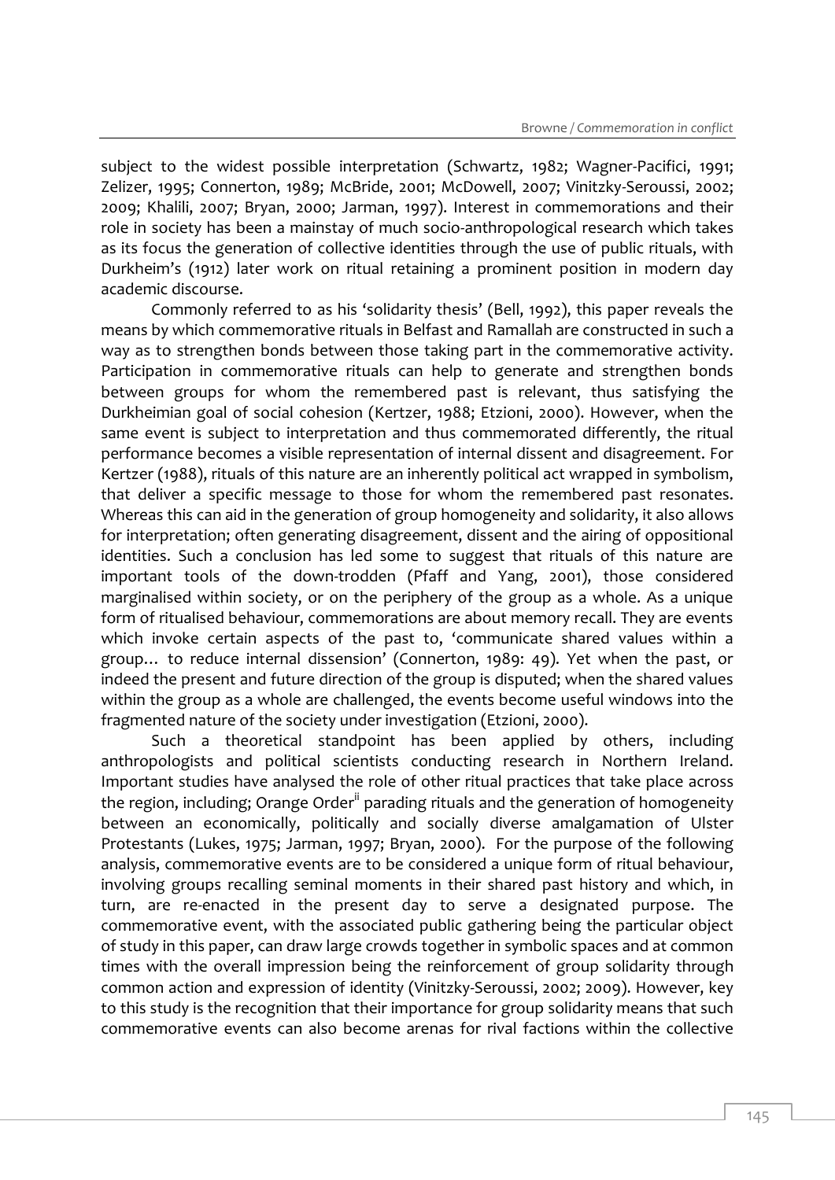subject to the widest possible interpretation (Schwartz, 1982; Wagner-Pacifici, 1991; Zelizer, 1995; Connerton, 1989; McBride, 2001; McDowell, 2007; Vinitzky-Seroussi, 2002; 2009; Khalili, 2007; Bryan, 2000; Jarman, 1997). Interest in commemorations and their role in society has been a mainstay of much socio-anthropological research which takes as its focus the generation of collective identities through the use of public rituals, with Durkheim's (1912) later work on ritual retaining a prominent position in modern day academic discourse.

Commonly referred to as his 'solidarity thesis' (Bell, 1992), this paper reveals the means by which commemorative rituals in Belfast and Ramallah are constructed in such a way as to strengthen bonds between those taking part in the commemorative activity. Participation in commemorative rituals can help to generate and strengthen bonds between groups for whom the remembered past is relevant, thus satisfying the Durkheimian goal of social cohesion (Kertzer, 1988; Etzioni, 2000). However, when the same event is subject to interpretation and thus commemorated differently, the ritual performance becomes a visible representation of internal dissent and disagreement. For Kertzer (1988), rituals of this nature are an inherently political act wrapped in symbolism, that deliver a specific message to those for whom the remembered past resonates. Whereas this can aid in the generation of group homogeneity and solidarity, it also allows for interpretation; often generating disagreement, dissent and the airing of oppositional identities. Such a conclusion has led some to suggest that rituals of this nature are important tools of the down-trodden (Pfaff and Yang, 2001), those considered marginalised within society, or on the periphery of the group as a whole. As a unique form of ritualised behaviour, commemorations are about memory recall. They are events which invoke certain aspects of the past to, 'communicate shared values within a group… to reduce internal dissension' (Connerton, 1989: 49). Yet when the past, or indeed the present and future direction of the group is disputed; when the shared values within the group as a whole are challenged, the events become useful windows into the fragmented nature of the society under investigation (Etzioni, 2000).

Such a theoretical standpoint has been applied by others, including anthropologists and political scientists conducting research in Northern Ireland. Important studies have analysed the role of other ritual practices that take place across the region, including; Orange Order[ii] parading rituals and the generation of homogeneity between an economically, politically and socially diverse amalgamation of Ulster Protestants (Lukes, 1975; Jarman, 1997; Bryan, 2000). For the purpose of the following analysis, commemorative events are to be considered a unique form of ritual behaviour, involving groups recalling seminal moments in their shared past history and which, in turn, are re-enacted in the present day to serve a designated purpose. The commemorative event, with the associated public gathering being the particular object of study in this paper, can draw large crowds together in symbolic spaces and at common times with the overall impression being the reinforcement of group solidarity through common action and expression of identity (Vinitzky-Seroussi, 2002; 2009). However, key to this study is the recognition that their importance for group solidarity means that such commemorative events can also become arenas for rival factions within the collective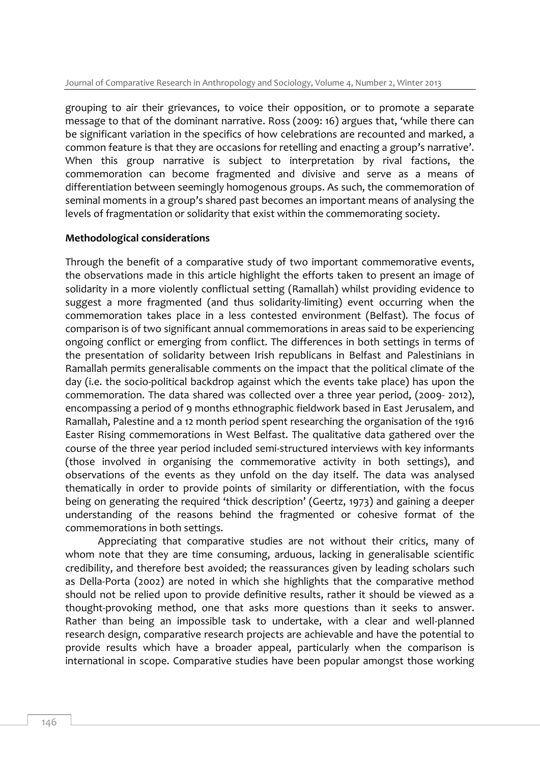grouping to air their grievances, to voice their opposition, or to promote a separate message to that of the dominant narrative. Ross (2009: 16) argues that, 'while there can be significant variation in the specifics of how celebrations are recounted and marked, a common feature is that they are occasions for retelling and enacting a group's narrative'. When this group narrative is subject to interpretation by rival factions, the commemoration can become fragmented and divisive and serve as a means of differentiation between seemingly homogenous groups. As such, the commemoration of seminal moments in a group's shared past becomes an important means of analysing the levels of fragmentation or solidarity that exist within the commemorating society.

**Methodological considerations**

Through the benefit of a comparative study of two important commemorative events, the observations made in this article highlight the efforts taken to present an image of solidarity in a more violently conflictual setting (Ramallah) whilst providing evidence to suggest a more fragmented (and thus solidarity-limiting) event occurring when the commemoration takes place in a less contested environment (Belfast). The focus of comparison is of two significant annual commemorations in areas said to be experiencing ongoing conflict or emerging from conflict. The differences in both settings in terms of the presentation of solidarity between Irish republicans in Belfast and Palestinians in Ramallah permits generalisable comments on the impact that the political climate of the day (i.e. the socio-political backdrop against which the events take place) has upon the commemoration. The data shared was collected over a three year period, (2009- 2012), encompassing a period of 9 months ethnographic fieldwork based in East Jerusalem, and Ramallah, Palestine and a 12 month period spent researching the organisation of the 1916 Easter Rising commemorations in West Belfast. The qualitative data gathered over the course of the three year period included semi-structured interviews with key informants (those involved in organising the commemorative activity in both settings), and observations of the events as they unfold on the day itself. The data was analysed thematically in order to provide points of similarity or differentiation, with the focus being on generating the required 'thick description' (Geertz, 1973) and gaining a deeper understanding of the reasons behind the fragmented or cohesive format of the commemorations in both settings.

Appreciating that comparative studies are not without their critics, many of whom note that they are time consuming, arduous, lacking in generalisable scientific credibility, and therefore best avoided; the reassurances given by leading scholars such as Della-Porta (2002) are noted in which she highlights that the comparative method should not be relied upon to provide definitive results, rather it should be viewed as a thought-provoking method, one that asks more questions than it seeks to answer. Rather than being an impossible task to undertake, with a clear and well-planned research design, comparative research projects are achievable and have the potential to provide results which have a broader appeal, particularly when the comparison is international in scope. Comparative studies have been popular amongst those working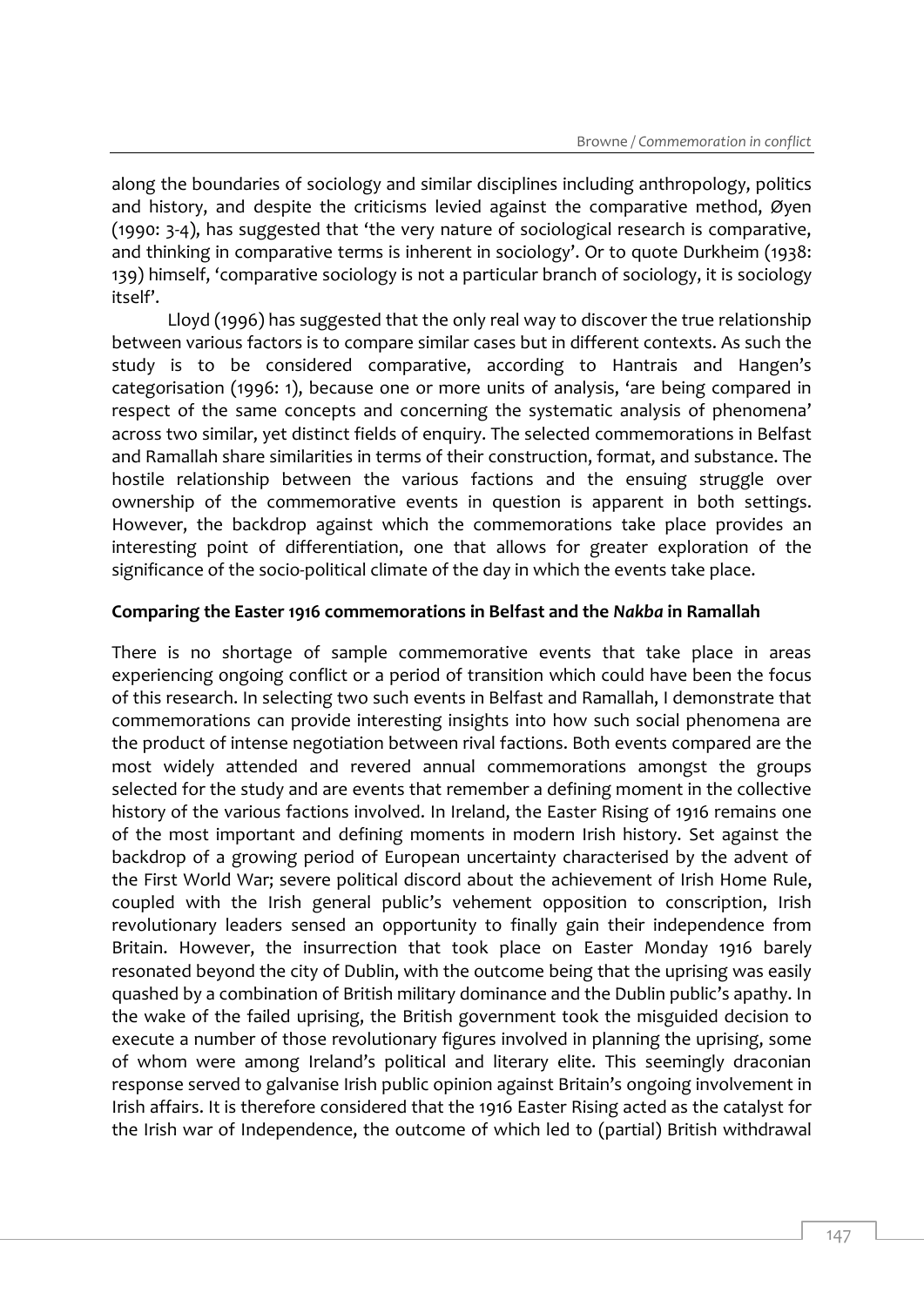along the boundaries of sociology and similar disciplines including anthropology, politics and history, and despite the criticisms levied against the comparative method, Øyen (1990: 3-4), has suggested that 'the very nature of sociological research is comparative, and thinking in comparative terms is inherent in sociology'. Or to quote Durkheim (1938: 139) himself, 'comparative sociology is not a particular branch of sociology, it is sociology itself'.

Lloyd (1996) has suggested that the only real way to discover the true relationship between various factors is to compare similar cases but in different contexts. As such the study is to be considered comparative, according to Hantrais and Hangen's categorisation (1996: 1), because one or more units of analysis, 'are being compared in respect of the same concepts and concerning the systematic analysis of phenomena' across two similar, yet distinct fields of enquiry. The selected commemorations in Belfast and Ramallah share similarities in terms of their construction, format, and substance. The hostile relationship between the various factions and the ensuing struggle over ownership of the commemorative events in question is apparent in both settings. However, the backdrop against which the commemorations take place provides an interesting point of differentiation, one that allows for greater exploration of the significance of the socio-political climate of the day in which the events take place.

**Comparing the Easter 1916 commemorations in Belfast and the *Nakba* in Ramallah**

There is no shortage of sample commemorative events that take place in areas experiencing ongoing conflict or a period of transition which could have been the focus of this research. In selecting two such events in Belfast and Ramallah, I demonstrate that commemorations can provide interesting insights into how such social phenomena are the product of intense negotiation between rival factions. Both events compared are the most widely attended and revered annual commemorations amongst the groups selected for the study and are events that remember a defining moment in the collective history of the various factions involved. In Ireland, the Easter Rising of 1916 remains one of the most important and defining moments in modern Irish history. Set against the backdrop of a growing period of European uncertainty characterised by the advent of the First World War; severe political discord about the achievement of Irish Home Rule, coupled with the Irish general public's vehement opposition to conscription, Irish revolutionary leaders sensed an opportunity to finally gain their independence from Britain. However, the insurrection that took place on Easter Monday 1916 barely resonated beyond the city of Dublin, with the outcome being that the uprising was easily quashed by a combination of British military dominance and the Dublin public's apathy. In the wake of the failed uprising, the British government took the misguided decision to execute a number of those revolutionary figures involved in planning the uprising, some of whom were among Ireland's political and literary elite. This seemingly draconian response served to galvanise Irish public opinion against Britain's ongoing involvement in Irish affairs. It is therefore considered that the 1916 Easter Rising acted as the catalyst for the Irish war of Independence, the outcome of which led to (partial) British withdrawal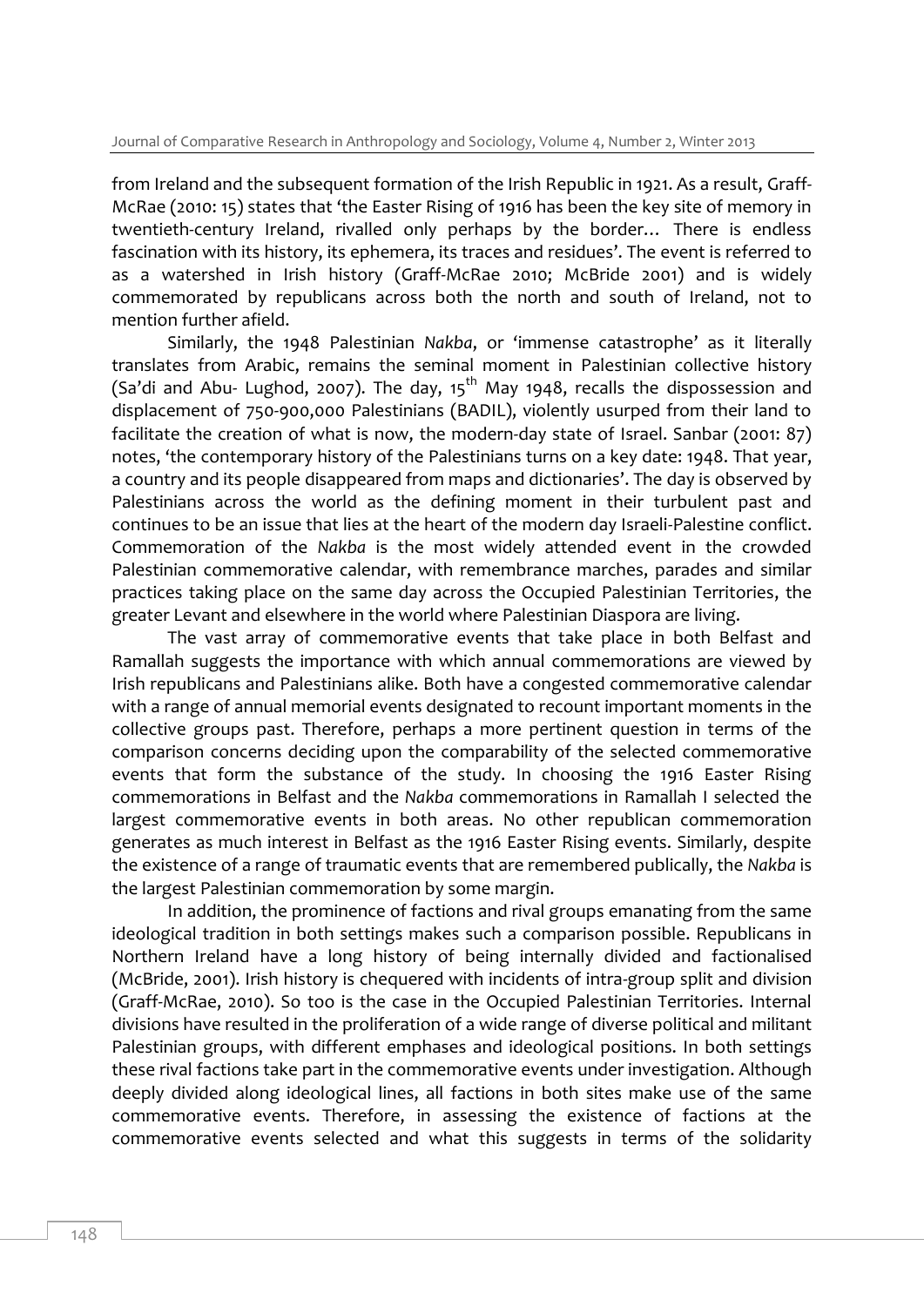from Ireland and the subsequent formation of the Irish Republic in 1921. As a result, Graff-McRae (2010: 15) states that 'the Easter Rising of 1916 has been the key site of memory in twentieth-century Ireland, rivalled only perhaps by the border… There is endless fascination with its history, its ephemera, its traces and residues'. The event is referred to as a watershed in Irish history (Graff-McRae 2010; McBride 2001) and is widely commemorated by republicans across both the north and south of Ireland, not to mention further afield.

Similarly, the 1948 Palestinian *Nakba*, or 'immense catastrophe' as it literally translates from Arabic, remains the seminal moment in Palestinian collective history (Sa'di and Abu- Lughod, 2007). The day, 15th May 1948, recalls the dispossession and displacement of 750-900,000 Palestinians (BADIL), violently usurped from their land to facilitate the creation of what is now, the modern-day state of Israel. Sanbar (2001: 87) notes, 'the contemporary history of the Palestinians turns on a key date: 1948. That year, a country and its people disappeared from maps and dictionaries'. The day is observed by Palestinians across the world as the defining moment in their turbulent past and continues to be an issue that lies at the heart of the modern day Israeli-Palestine conflict. Commemoration of the *Nakba* is the most widely attended event in the crowded Palestinian commemorative calendar, with remembrance marches, parades and similar practices taking place on the same day across the Occupied Palestinian Territories, the greater Levant and elsewhere in the world where Palestinian Diaspora are living.

The vast array of commemorative events that take place in both Belfast and Ramallah suggests the importance with which annual commemorations are viewed by Irish republicans and Palestinians alike. Both have a congested commemorative calendar with a range of annual memorial events designated to recount important moments in the collective groups past. Therefore, perhaps a more pertinent question in terms of the comparison concerns deciding upon the comparability of the selected commemorative events that form the substance of the study. In choosing the 1916 Easter Rising commemorations in Belfast and the *Nakba* commemorations in Ramallah I selected the largest commemorative events in both areas. No other republican commemoration generates as much interest in Belfast as the 1916 Easter Rising events. Similarly, despite the existence of a range of traumatic events that are remembered publically, the *Nakba* is the largest Palestinian commemoration by some margin.

In addition, the prominence of factions and rival groups emanating from the same ideological tradition in both settings makes such a comparison possible. Republicans in Northern Ireland have a long history of being internally divided and factionalised (McBride, 2001). Irish history is chequered with incidents of intra-group split and division (Graff-McRae, 2010). So too is the case in the Occupied Palestinian Territories. Internal divisions have resulted in the proliferation of a wide range of diverse political and militant Palestinian groups, with different emphases and ideological positions. In both settings these rival factions take part in the commemorative events under investigation. Although deeply divided along ideological lines, all factions in both sites make use of the same commemorative events. Therefore, in assessing the existence of factions at the commemorative events selected and what this suggests in terms of the solidarity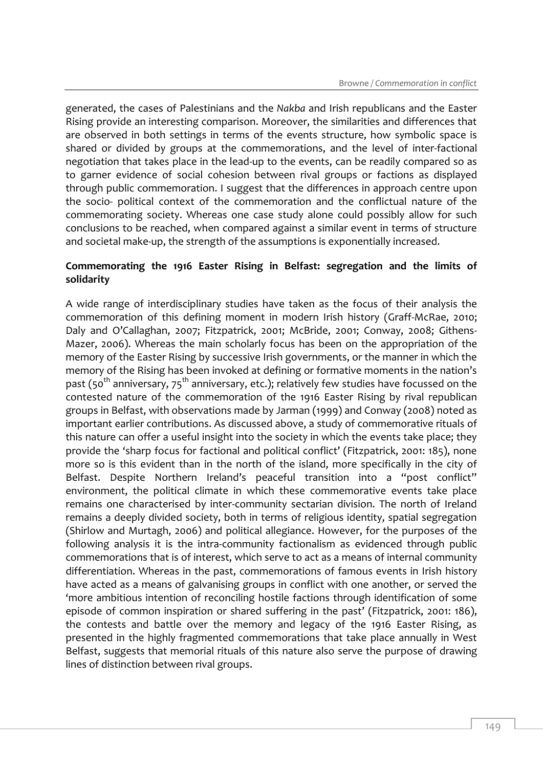generated, the cases of Palestinians and the *Nakba* and Irish republicans and the Easter Rising provide an interesting comparison. Moreover, the similarities and differences that are observed in both settings in terms of the events structure, how symbolic space is shared or divided by groups at the commemorations, and the level of inter-factional negotiation that takes place in the lead-up to the events, can be readily compared so as to garner evidence of social cohesion between rival groups or factions as displayed through public commemoration. I suggest that the differences in approach centre upon the socio- political context of the commemoration and the conflictual nature of the commemorating society. Whereas one case study alone could possibly allow for such conclusions to be reached, when compared against a similar event in terms of structure and societal make-up, the strength of the assumptions is exponentially increased.

**Commemorating the 1916 Easter Rising in Belfast: segregation and the limits of solidarity**

A wide range of interdisciplinary studies have taken as the focus of their analysis the commemoration of this defining moment in modern Irish history (Graff-McRae, 2010; Daly and O'Callaghan, 2007; Fitzpatrick, 2001; McBride, 2001; Conway, 2008; Githens-Mazer, 2006). Whereas the main scholarly focus has been on the appropriation of the memory of the Easter Rising by successive Irish governments, or the manner in which the memory of the Rising has been invoked at defining or formative moments in the nation's past (50th anniversary, 75th anniversary, etc.); relatively few studies have focussed on the contested nature of the commemoration of the 1916 Easter Rising by rival republican groups in Belfast, with observations made by Jarman (1999) and Conway (2008) noted as important earlier contributions. As discussed above, a study of commemorative rituals of this nature can offer a useful insight into the society in which the events take place; they provide the 'sharp focus for factional and political conflict' (Fitzpatrick, 2001: 185), none more so is this evident than in the north of the island, more specifically in the city of Belfast. Despite Northern Ireland's peaceful transition into a "post conflict" environment, the political climate in which these commemorative events take place remains one characterised by inter-community sectarian division. The north of Ireland remains a deeply divided society, both in terms of religious identity, spatial segregation (Shirlow and Murtagh, 2006) and political allegiance. However, for the purposes of the following analysis it is the intra-community factionalism as evidenced through public commemorations that is of interest, which serve to act as a means of internal community differentiation. Whereas in the past, commemorations of famous events in Irish history have acted as a means of galvanising groups in conflict with one another, or served the 'more ambitious intention of reconciling hostile factions through identification of some episode of common inspiration or shared suffering in the past' (Fitzpatrick, 2001: 186), the contests and battle over the memory and legacy of the 1916 Easter Rising, as presented in the highly fragmented commemorations that take place annually in West Belfast, suggests that memorial rituals of this nature also serve the purpose of drawing lines of distinction between rival groups.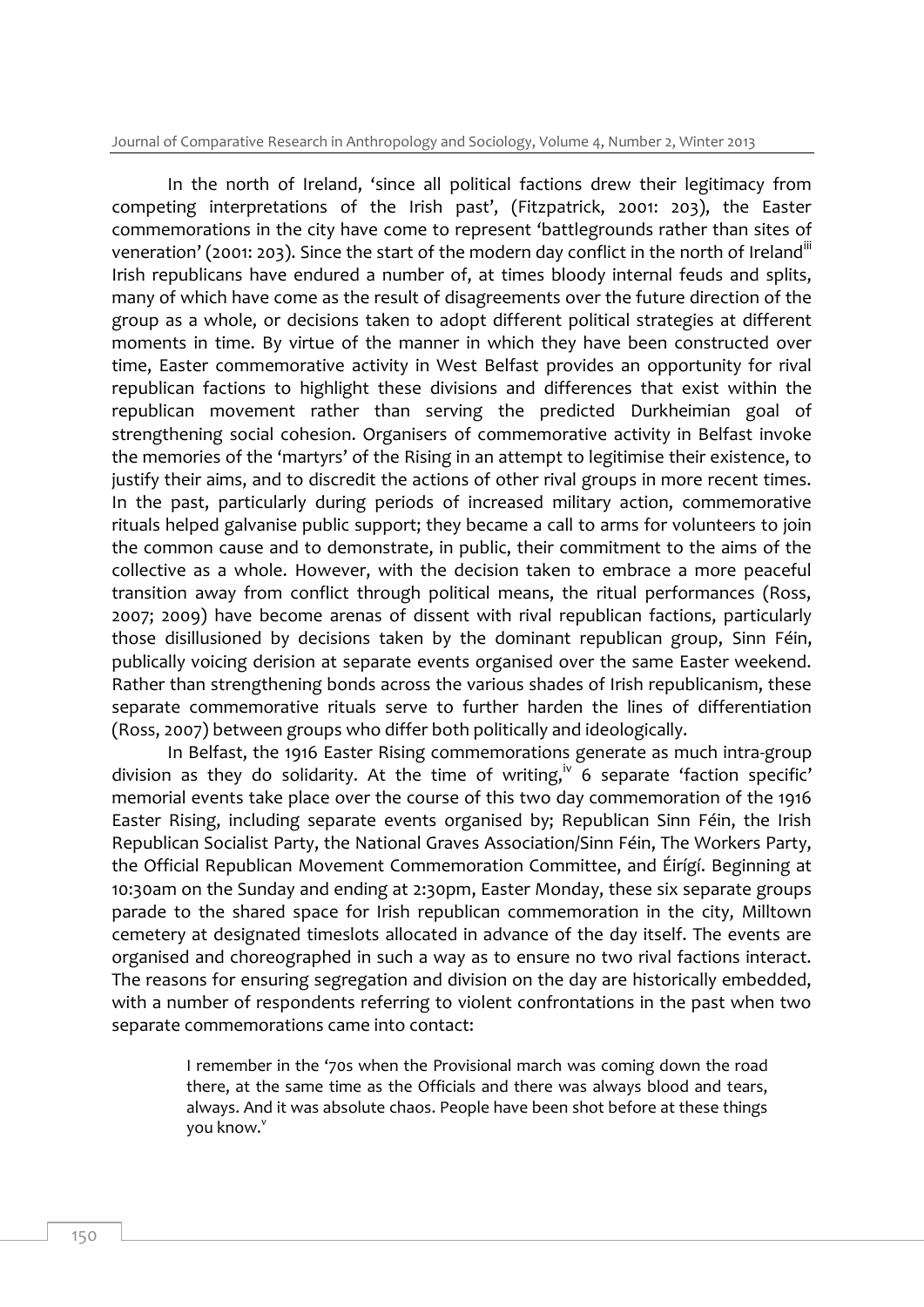In the north of Ireland, 'since all political factions drew their legitimacy from competing interpretations of the Irish past', (Fitzpatrick, 2001: 203), the Easter commemorations in the city have come to represent 'battlegrounds rather than sites of veneration' (2001: 203). Since the start of the modern day conflict in the north of Ireland[iii] Irish republicans have endured a number of, at times bloody internal feuds and splits, many of which have come as the result of disagreements over the future direction of the group as a whole, or decisions taken to adopt different political strategies at different moments in time. By virtue of the manner in which they have been constructed over time, Easter commemorative activity in West Belfast provides an opportunity for rival republican factions to highlight these divisions and differences that exist within the republican movement rather than serving the predicted Durkheimian goal of strengthening social cohesion. Organisers of commemorative activity in Belfast invoke the memories of the 'martyrs' of the Rising in an attempt to legitimise their existence, to justify their aims, and to discredit the actions of other rival groups in more recent times. In the past, particularly during periods of increased military action, commemorative rituals helped galvanise public support; they became a call to arms for volunteers to join the common cause and to demonstrate, in public, their commitment to the aims of the collective as a whole. However, with the decision taken to embrace a more peaceful transition away from conflict through political means, the ritual performances (Ross, 2007; 2009) have become arenas of dissent with rival republican factions, particularly those disillusioned by decisions taken by the dominant republican group, Sinn Féin, publically voicing derision at separate events organised over the same Easter weekend. Rather than strengthening bonds across the various shades of Irish republicanism, these separate commemorative rituals serve to further harden the lines of differentiation (Ross, 2007) between groups who differ both politically and ideologically.

In Belfast, the 1916 Easter Rising commemorations generate as much intra-group division as they do solidarity. At the time of writing,[iv] 6 separate 'faction specific' memorial events take place over the course of this two day commemoration of the 1916 Easter Rising, including separate events organised by; Republican Sinn Féin, the Irish Republican Socialist Party, the National Graves Association/Sinn Féin, The Workers Party, the Official Republican Movement Commemoration Committee, and Éirígí. Beginning at 10:30am on the Sunday and ending at 2:30pm, Easter Monday, these six separate groups parade to the shared space for Irish republican commemoration in the city, Milltown cemetery at designated timeslots allocated in advance of the day itself. The events are organised and choreographed in such a way as to ensure no two rival factions interact. The reasons for ensuring segregation and division on the day are historically embedded, with a number of respondents referring to violent confrontations in the past when two separate commemorations came into contact:

> I remember in the '70s when the Provisional march was coming down the road there, at the same time as the Officials and there was always blood and tears, always. And it was absolute chaos. People have been shot before at these things you know.[v]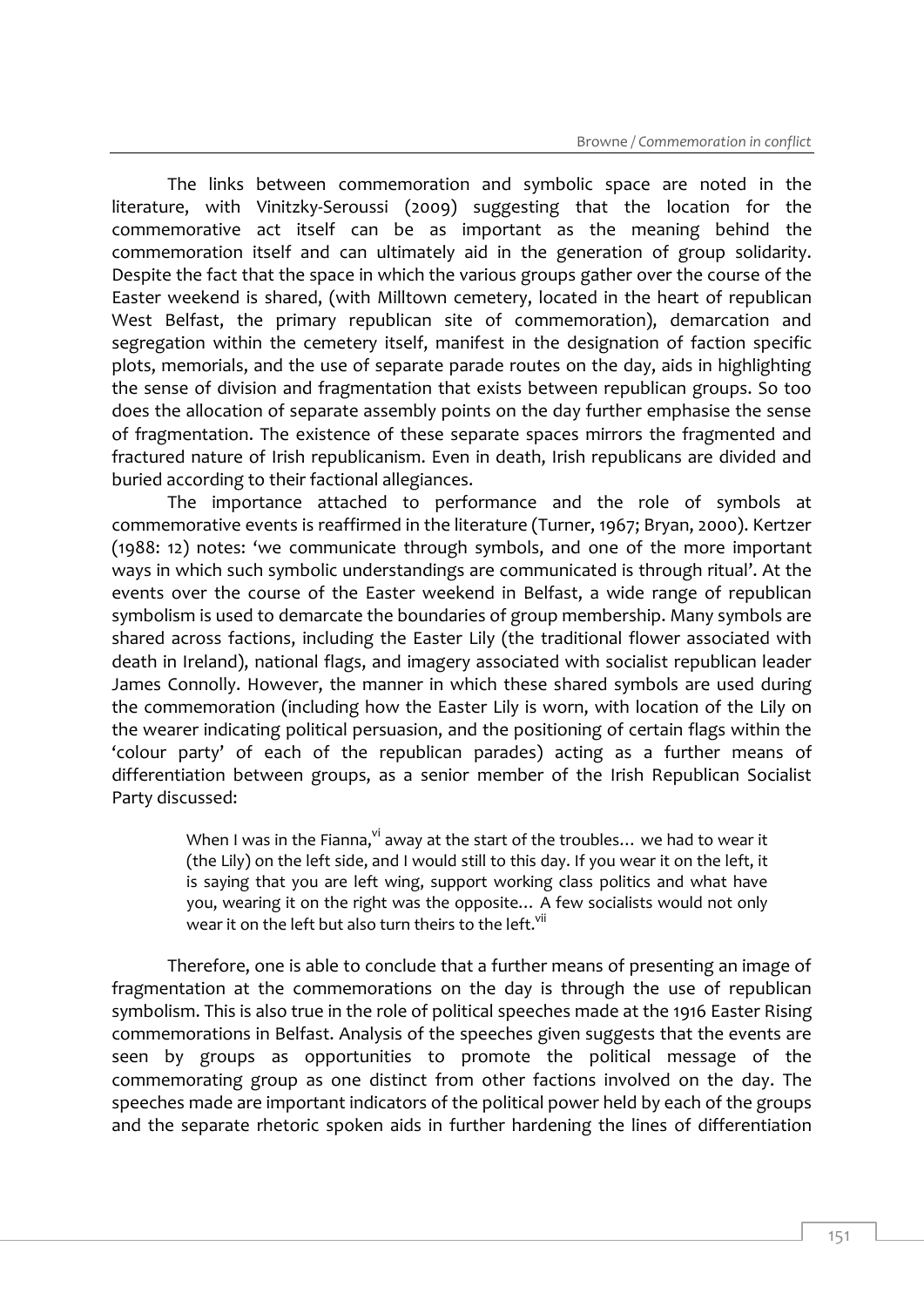The links between commemoration and symbolic space are noted in the literature, with Vinitzky-Seroussi (2009) suggesting that the location for the commemorative act itself can be as important as the meaning behind the commemoration itself and can ultimately aid in the generation of group solidarity. Despite the fact that the space in which the various groups gather over the course of the Easter weekend is shared, (with Milltown cemetery, located in the heart of republican West Belfast, the primary republican site of commemoration), demarcation and segregation within the cemetery itself, manifest in the designation of faction specific plots, memorials, and the use of separate parade routes on the day, aids in highlighting the sense of division and fragmentation that exists between republican groups. So too does the allocation of separate assembly points on the day further emphasise the sense of fragmentation. The existence of these separate spaces mirrors the fragmented and fractured nature of Irish republicanism. Even in death, Irish republicans are divided and buried according to their factional allegiances.

The importance attached to performance and the role of symbols at commemorative events is reaffirmed in the literature (Turner, 1967; Bryan, 2000). Kertzer (1988: 12) notes: 'we communicate through symbols, and one of the more important ways in which such symbolic understandings are communicated is through ritual'. At the events over the course of the Easter weekend in Belfast, a wide range of republican symbolism is used to demarcate the boundaries of group membership. Many symbols are shared across factions, including the Easter Lily (the traditional flower associated with death in Ireland), national flags, and imagery associated with socialist republican leader James Connolly. However, the manner in which these shared symbols are used during the commemoration (including how the Easter Lily is worn, with location of the Lily on the wearer indicating political persuasion, and the positioning of certain flags within the 'colour party' of each of the republican parades) acting as a further means of differentiation between groups, as a senior member of the Irish Republican Socialist Party discussed:

> When I was in the Fianna,[vi] away at the start of the troubles… we had to wear it (the Lily) on the left side, and I would still to this day. If you wear it on the left, it is saying that you are left wing, support working class politics and what have you, wearing it on the right was the opposite… A few socialists would not only wear it on the left but also turn theirs to the left.[vii]

Therefore, one is able to conclude that a further means of presenting an image of fragmentation at the commemorations on the day is through the use of republican symbolism. This is also true in the role of political speeches made at the 1916 Easter Rising commemorations in Belfast. Analysis of the speeches given suggests that the events are seen by groups as opportunities to promote the political message of the commemorating group as one distinct from other factions involved on the day. The speeches made are important indicators of the political power held by each of the groups and the separate rhetoric spoken aids in further hardening the lines of differentiation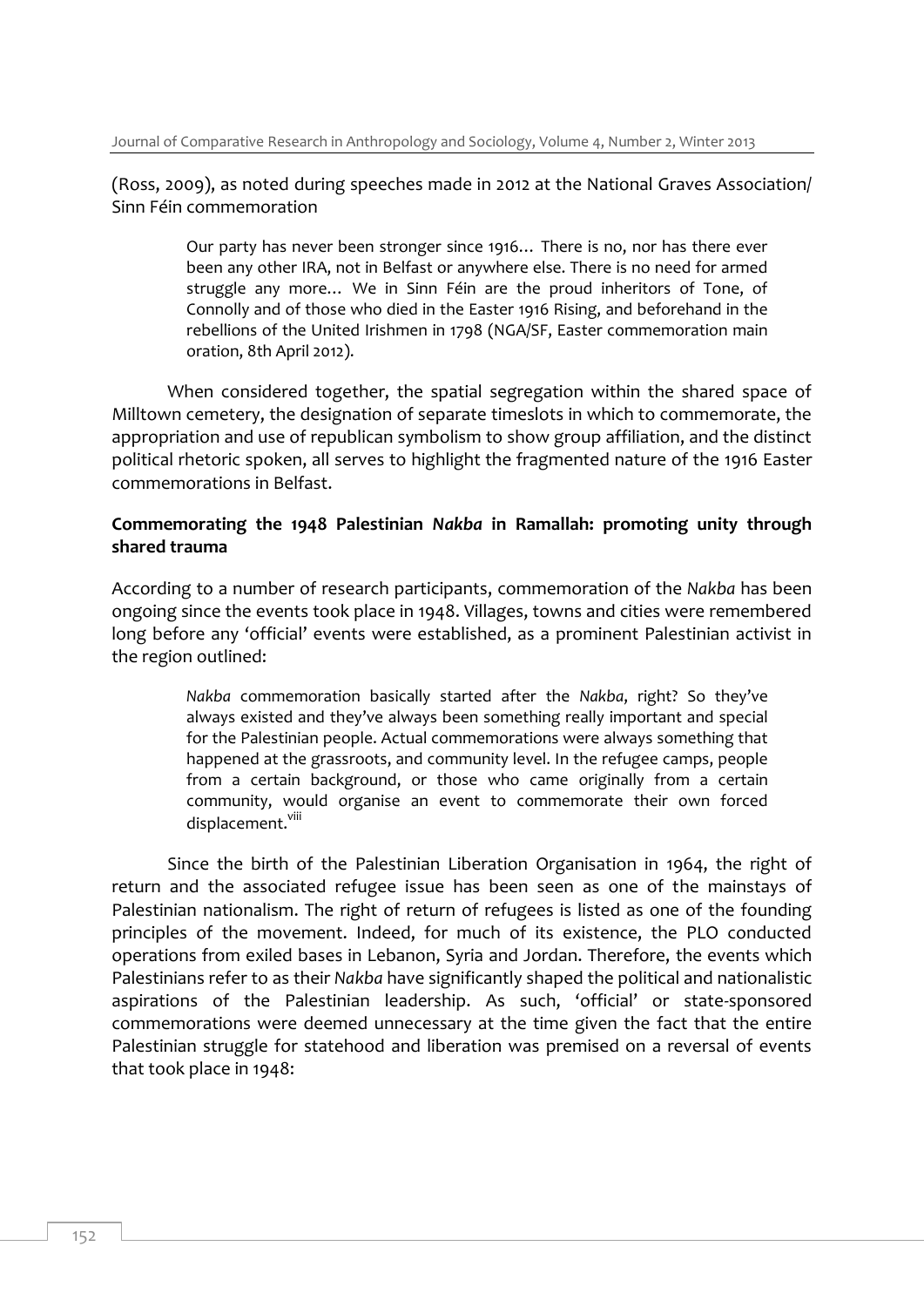(Ross, 2009), as noted during speeches made in 2012 at the National Graves Association/ Sinn Féin commemoration

> Our party has never been stronger since 1916… There is no, nor has there ever been any other IRA, not in Belfast or anywhere else. There is no need for armed struggle any more… We in Sinn Féin are the proud inheritors of Tone, of Connolly and of those who died in the Easter 1916 Rising, and beforehand in the rebellions of the United Irishmen in 1798 (NGA/SF, Easter commemoration main oration, 8th April 2012).

When considered together, the spatial segregation within the shared space of Milltown cemetery, the designation of separate timeslots in which to commemorate, the appropriation and use of republican symbolism to show group affiliation, and the distinct political rhetoric spoken, all serves to highlight the fragmented nature of the 1916 Easter commemorations in Belfast.

### Commemorating the 1948 Palestinian *Nakba* in Ramallah: promoting unity through shared trauma

According to a number of research participants, commemoration of the *Nakba* has been ongoing since the events took place in 1948. Villages, towns and cities were remembered long before any 'official' events were established, as a prominent Palestinian activist in the region outlined:

> *Nakba* commemoration basically started after the *Nakba*, right? So they've always existed and they've always been something really important and special for the Palestinian people. Actual commemorations were always something that happened at the grassroots, and community level. In the refugee camps, people from a certain background, or those who came originally from a certain community, would organise an event to commemorate their own forced displacement.[viii]

Since the birth of the Palestinian Liberation Organisation in 1964, the right of return and the associated refugee issue has been seen as one of the mainstays of Palestinian nationalism. The right of return of refugees is listed as one of the founding principles of the movement. Indeed, for much of its existence, the PLO conducted operations from exiled bases in Lebanon, Syria and Jordan. Therefore, the events which Palestinians refer to as their *Nakba* have significantly shaped the political and nationalistic aspirations of the Palestinian leadership. As such, 'official' or state-sponsored commemorations were deemed unnecessary at the time given the fact that the entire Palestinian struggle for statehood and liberation was premised on a reversal of events that took place in 1948: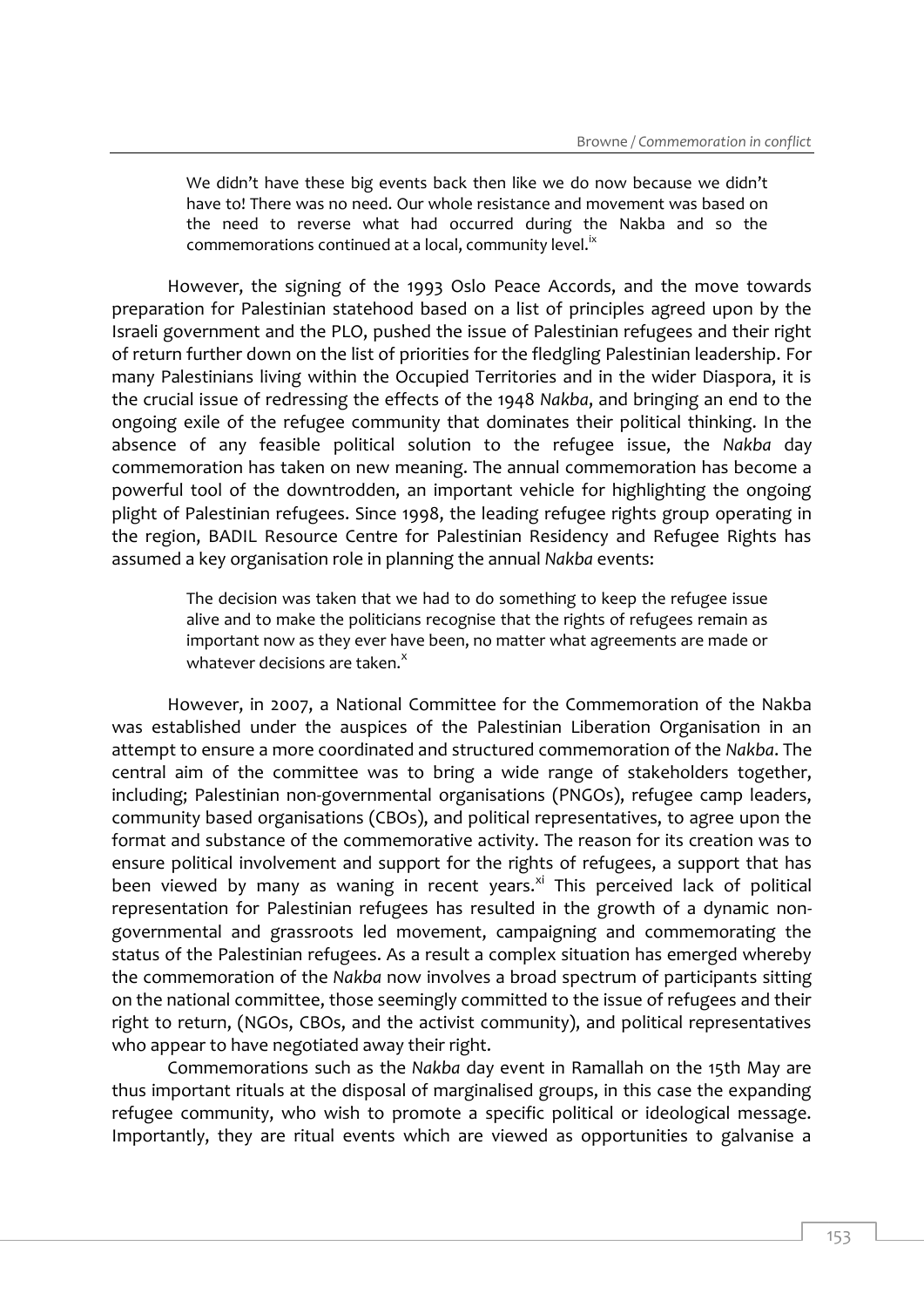> We didn't have these big events back then like we do now because we didn't have to! There was no need. Our whole resistance and movement was based on the need to reverse what had occurred during the Nakba and so the commemorations continued at a local, community level.[ix]

However, the signing of the 1993 Oslo Peace Accords, and the move towards preparation for Palestinian statehood based on a list of principles agreed upon by the Israeli government and the PLO, pushed the issue of Palestinian refugees and their right of return further down on the list of priorities for the fledgling Palestinian leadership. For many Palestinians living within the Occupied Territories and in the wider Diaspora, it is the crucial issue of redressing the effects of the 1948 *Nakba*, and bringing an end to the ongoing exile of the refugee community that dominates their political thinking. In the absence of any feasible political solution to the refugee issue, the *Nakba* day commemoration has taken on new meaning. The annual commemoration has become a powerful tool of the downtrodden, an important vehicle for highlighting the ongoing plight of Palestinian refugees. Since 1998, the leading refugee rights group operating in the region, BADIL Resource Centre for Palestinian Residency and Refugee Rights has assumed a key organisation role in planning the annual *Nakba* events:

> The decision was taken that we had to do something to keep the refugee issue alive and to make the politicians recognise that the rights of refugees remain as important now as they ever have been, no matter what agreements are made or whatever decisions are taken.[x]

However, in 2007, a National Committee for the Commemoration of the Nakba was established under the auspices of the Palestinian Liberation Organisation in an attempt to ensure a more coordinated and structured commemoration of the *Nakba*. The central aim of the committee was to bring a wide range of stakeholders together, including; Palestinian non-governmental organisations (PNGOs), refugee camp leaders, community based organisations (CBOs), and political representatives, to agree upon the format and substance of the commemorative activity. The reason for its creation was to ensure political involvement and support for the rights of refugees, a support that has been viewed by many as waning in recent years.[xi] This perceived lack of political representation for Palestinian refugees has resulted in the growth of a dynamic non-governmental and grassroots led movement, campaigning and commemorating the status of the Palestinian refugees. As a result a complex situation has emerged whereby the commemoration of the *Nakba* now involves a broad spectrum of participants sitting on the national committee, those seemingly committed to the issue of refugees and their right to return, (NGOs, CBOs, and the activist community), and political representatives who appear to have negotiated away their right.

Commemorations such as the *Nakba* day event in Ramallah on the 15th May are thus important rituals at the disposal of marginalised groups, in this case the expanding refugee community, who wish to promote a specific political or ideological message. Importantly, they are ritual events which are viewed as opportunities to galvanise a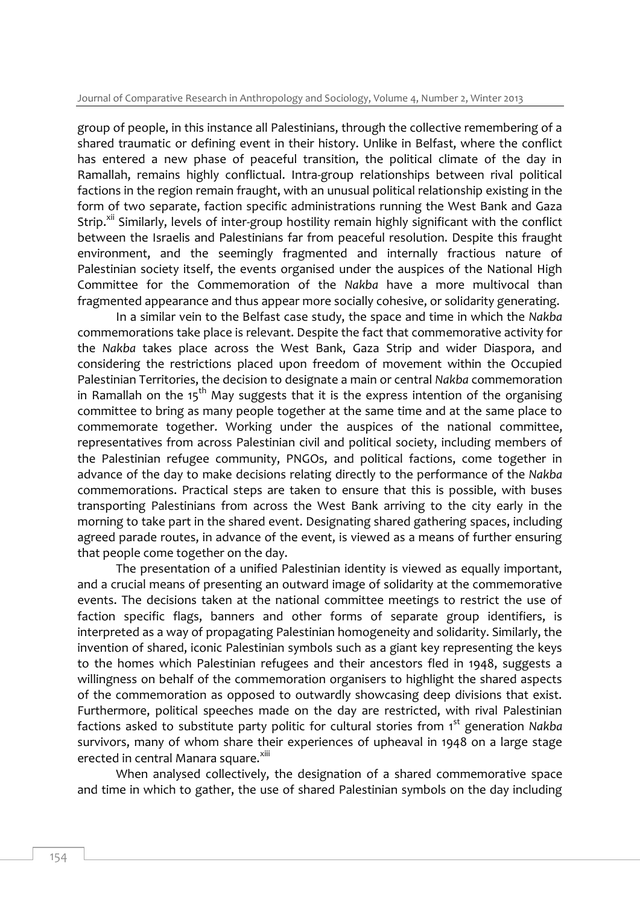group of people, in this instance all Palestinians, through the collective remembering of a shared traumatic or defining event in their history. Unlike in Belfast, where the conflict has entered a new phase of peaceful transition, the political climate of the day in Ramallah, remains highly conflictual. Intra-group relationships between rival political factions in the region remain fraught, with an unusual political relationship existing in the form of two separate, faction specific administrations running the West Bank and Gaza Strip.[xii] Similarly, levels of inter-group hostility remain highly significant with the conflict between the Israelis and Palestinians far from peaceful resolution. Despite this fraught environment, and the seemingly fragmented and internally fractious nature of Palestinian society itself, the events organised under the auspices of the National High Committee for the Commemoration of the *Nakba* have a more multivocal than fragmented appearance and thus appear more socially cohesive, or solidarity generating.

In a similar vein to the Belfast case study, the space and time in which the *Nakba* commemorations take place is relevant. Despite the fact that commemorative activity for the *Nakba* takes place across the West Bank, Gaza Strip and wider Diaspora, and considering the restrictions placed upon freedom of movement within the Occupied Palestinian Territories, the decision to designate a main or central *Nakba* commemoration in Ramallah on the 15th May suggests that it is the express intention of the organising committee to bring as many people together at the same time and at the same place to commemorate together. Working under the auspices of the national committee, representatives from across Palestinian civil and political society, including members of the Palestinian refugee community, PNGOs, and political factions, come together in advance of the day to make decisions relating directly to the performance of the *Nakba* commemorations. Practical steps are taken to ensure that this is possible, with buses transporting Palestinians from across the West Bank arriving to the city early in the morning to take part in the shared event. Designating shared gathering spaces, including agreed parade routes, in advance of the event, is viewed as a means of further ensuring that people come together on the day.

The presentation of a unified Palestinian identity is viewed as equally important, and a crucial means of presenting an outward image of solidarity at the commemorative events. The decisions taken at the national committee meetings to restrict the use of faction specific flags, banners and other forms of separate group identifiers, is interpreted as a way of propagating Palestinian homogeneity and solidarity. Similarly, the invention of shared, iconic Palestinian symbols such as a giant key representing the keys to the homes which Palestinian refugees and their ancestors fled in 1948, suggests a willingness on behalf of the commemoration organisers to highlight the shared aspects of the commemoration as opposed to outwardly showcasing deep divisions that exist. Furthermore, political speeches made on the day are restricted, with rival Palestinian factions asked to substitute party politic for cultural stories from 1st generation *Nakba* survivors, many of whom share their experiences of upheaval in 1948 on a large stage erected in central Manara square.[xiii]

When analysed collectively, the designation of a shared commemorative space and time in which to gather, the use of shared Palestinian symbols on the day including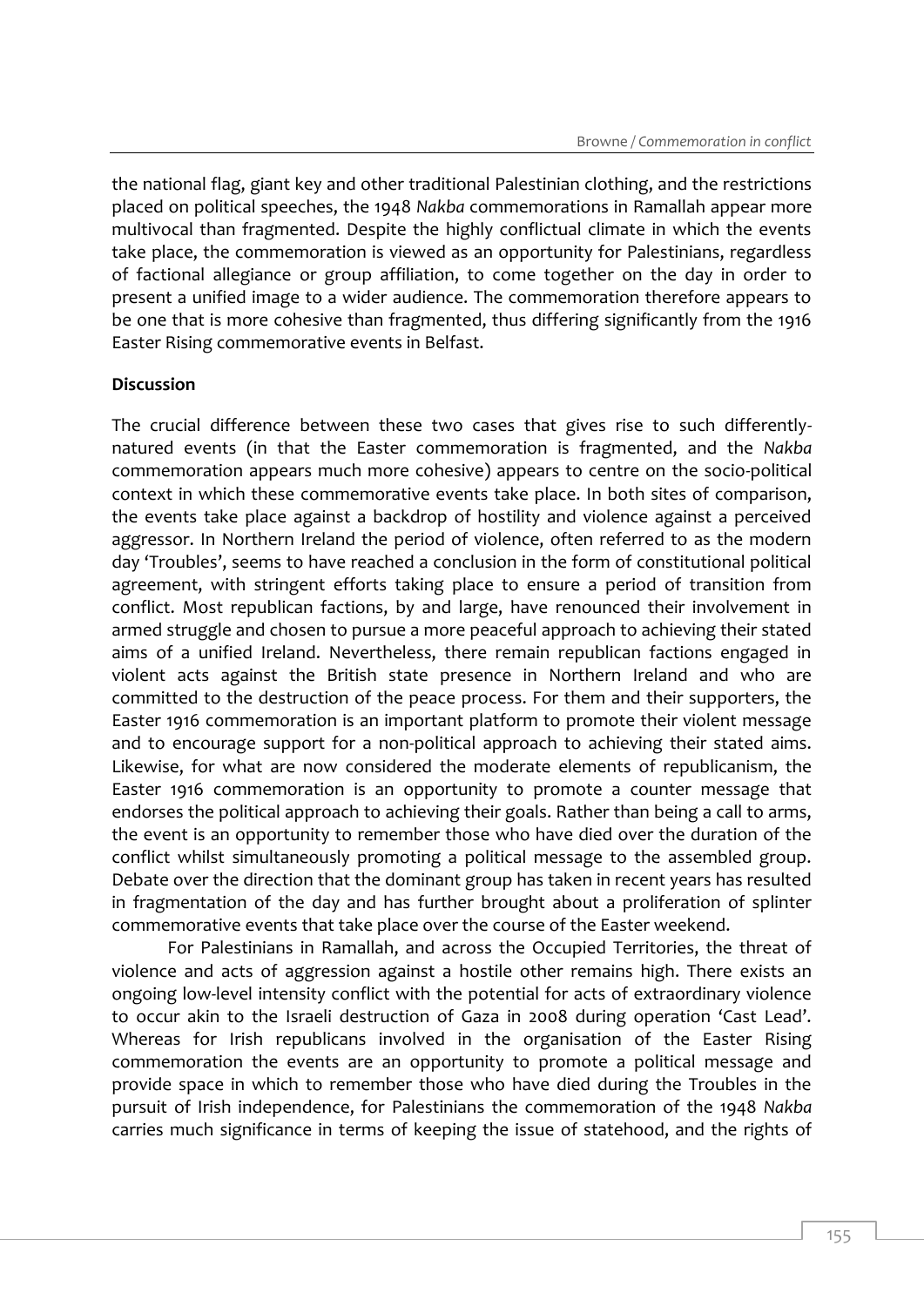the national flag, giant key and other traditional Palestinian clothing, and the restrictions placed on political speeches, the 1948 *Nakba* commemorations in Ramallah appear more multivocal than fragmented. Despite the highly conflictual climate in which the events take place, the commemoration is viewed as an opportunity for Palestinians, regardless of factional allegiance or group affiliation, to come together on the day in order to present a unified image to a wider audience. The commemoration therefore appears to be one that is more cohesive than fragmented, thus differing significantly from the 1916 Easter Rising commemorative events in Belfast.

**Discussion**

The crucial difference between these two cases that gives rise to such differently-natured events (in that the Easter commemoration is fragmented, and the *Nakba* commemoration appears much more cohesive) appears to centre on the socio-political context in which these commemorative events take place. In both sites of comparison, the events take place against a backdrop of hostility and violence against a perceived aggressor. In Northern Ireland the period of violence, often referred to as the modern day 'Troubles', seems to have reached a conclusion in the form of constitutional political agreement, with stringent efforts taking place to ensure a period of transition from conflict. Most republican factions, by and large, have renounced their involvement in armed struggle and chosen to pursue a more peaceful approach to achieving their stated aims of a unified Ireland. Nevertheless, there remain republican factions engaged in violent acts against the British state presence in Northern Ireland and who are committed to the destruction of the peace process. For them and their supporters, the Easter 1916 commemoration is an important platform to promote their violent message and to encourage support for a non-political approach to achieving their stated aims. Likewise, for what are now considered the moderate elements of republicanism, the Easter 1916 commemoration is an opportunity to promote a counter message that endorses the political approach to achieving their goals. Rather than being a call to arms, the event is an opportunity to remember those who have died over the duration of the conflict whilst simultaneously promoting a political message to the assembled group. Debate over the direction that the dominant group has taken in recent years has resulted in fragmentation of the day and has further brought about a proliferation of splinter commemorative events that take place over the course of the Easter weekend.

For Palestinians in Ramallah, and across the Occupied Territories, the threat of violence and acts of aggression against a hostile other remains high. There exists an ongoing low-level intensity conflict with the potential for acts of extraordinary violence to occur akin to the Israeli destruction of Gaza in 2008 during operation 'Cast Lead'. Whereas for Irish republicans involved in the organisation of the Easter Rising commemoration the events are an opportunity to promote a political message and provide space in which to remember those who have died during the Troubles in the pursuit of Irish independence, for Palestinians the commemoration of the 1948 *Nakba* carries much significance in terms of keeping the issue of statehood, and the rights of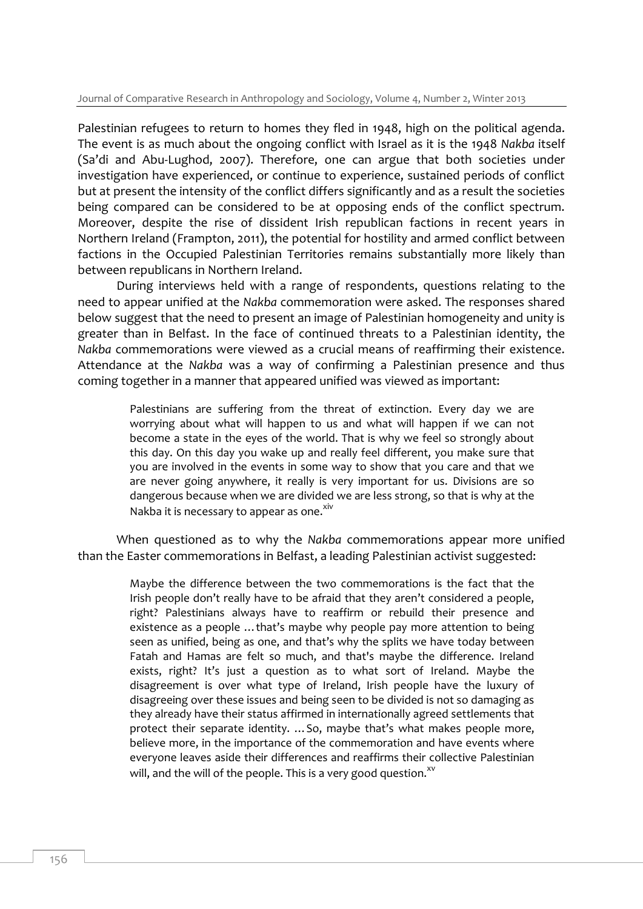Palestinian refugees to return to homes they fled in 1948, high on the political agenda. The event is as much about the ongoing conflict with Israel as it is the 1948 *Nakba* itself (Sa'di and Abu-Lughod, 2007). Therefore, one can argue that both societies under investigation have experienced, or continue to experience, sustained periods of conflict but at present the intensity of the conflict differs significantly and as a result the societies being compared can be considered to be at opposing ends of the conflict spectrum. Moreover, despite the rise of dissident Irish republican factions in recent years in Northern Ireland (Frampton, 2011), the potential for hostility and armed conflict between factions in the Occupied Palestinian Territories remains substantially more likely than between republicans in Northern Ireland.

During interviews held with a range of respondents, questions relating to the need to appear unified at the *Nakba* commemoration were asked. The responses shared below suggest that the need to present an image of Palestinian homogeneity and unity is greater than in Belfast. In the face of continued threats to a Palestinian identity, the *Nakba* commemorations were viewed as a crucial means of reaffirming their existence. Attendance at the *Nakba* was a way of confirming a Palestinian presence and thus coming together in a manner that appeared unified was viewed as important:

> Palestinians are suffering from the threat of extinction. Every day we are worrying about what will happen to us and what will happen if we can not become a state in the eyes of the world. That is why we feel so strongly about this day. On this day you wake up and really feel different, you make sure that you are involved in the events in some way to show that you care and that we are never going anywhere, it really is very important for us. Divisions are so dangerous because when we are divided we are less strong, so that is why at the Nakba it is necessary to appear as one.[xiv]

When questioned as to why the *Nakba* commemorations appear more unified than the Easter commemorations in Belfast, a leading Palestinian activist suggested:

> Maybe the difference between the two commemorations is the fact that the Irish people don't really have to be afraid that they aren't considered a people, right? Palestinians always have to reaffirm or rebuild their presence and existence as a people …that's maybe why people pay more attention to being seen as unified, being as one, and that's why the splits we have today between Fatah and Hamas are felt so much, and that's maybe the difference. Ireland exists, right? It's just a question as to what sort of Ireland. Maybe the disagreement is over what type of Ireland, Irish people have the luxury of disagreeing over these issues and being seen to be divided is not so damaging as they already have their status affirmed in internationally agreed settlements that protect their separate identity. …So, maybe that's what makes people more, believe more, in the importance of the commemoration and have events where everyone leaves aside their differences and reaffirms their collective Palestinian will, and the will of the people. This is a very good question.[xv]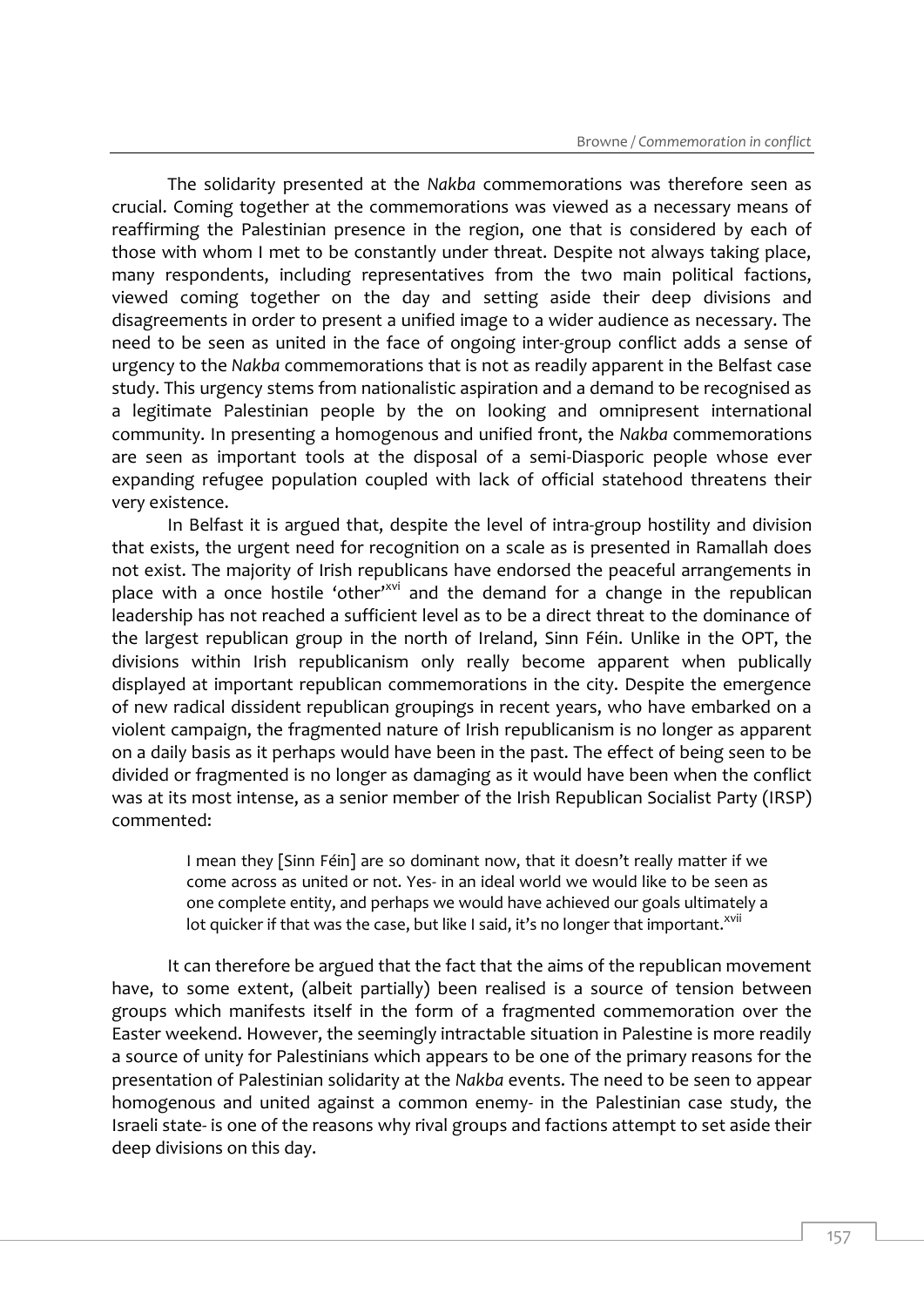The solidarity presented at the *Nakba* commemorations was therefore seen as crucial. Coming together at the commemorations was viewed as a necessary means of reaffirming the Palestinian presence in the region, one that is considered by each of those with whom I met to be constantly under threat. Despite not always taking place, many respondents, including representatives from the two main political factions, viewed coming together on the day and setting aside their deep divisions and disagreements in order to present a unified image to a wider audience as necessary. The need to be seen as united in the face of ongoing inter-group conflict adds a sense of urgency to the *Nakba* commemorations that is not as readily apparent in the Belfast case study. This urgency stems from nationalistic aspiration and a demand to be recognised as a legitimate Palestinian people by the on looking and omnipresent international community. In presenting a homogenous and unified front, the *Nakba* commemorations are seen as important tools at the disposal of a semi-Diasporic people whose ever expanding refugee population coupled with lack of official statehood threatens their very existence.

In Belfast it is argued that, despite the level of intra-group hostility and division that exists, the urgent need for recognition on a scale as is presented in Ramallah does not exist. The majority of Irish republicans have endorsed the peaceful arrangements in place with a once hostile 'other'[xvi] and the demand for a change in the republican leadership has not reached a sufficient level as to be a direct threat to the dominance of the largest republican group in the north of Ireland, Sinn Féin. Unlike in the OPT, the divisions within Irish republicanism only really become apparent when publically displayed at important republican commemorations in the city. Despite the emergence of new radical dissident republican groupings in recent years, who have embarked on a violent campaign, the fragmented nature of Irish republicanism is no longer as apparent on a daily basis as it perhaps would have been in the past. The effect of being seen to be divided or fragmented is no longer as damaging as it would have been when the conflict was at its most intense, as a senior member of the Irish Republican Socialist Party (IRSP) commented:

> I mean they [Sinn Féin] are so dominant now, that it doesn't really matter if we come across as united or not. Yes- in an ideal world we would like to be seen as one complete entity, and perhaps we would have achieved our goals ultimately a lot quicker if that was the case, but like I said, it's no longer that important.[xvii]

It can therefore be argued that the fact that the aims of the republican movement have, to some extent, (albeit partially) been realised is a source of tension between groups which manifests itself in the form of a fragmented commemoration over the Easter weekend. However, the seemingly intractable situation in Palestine is more readily a source of unity for Palestinians which appears to be one of the primary reasons for the presentation of Palestinian solidarity at the *Nakba* events. The need to be seen to appear homogenous and united against a common enemy- in the Palestinian case study, the Israeli state- is one of the reasons why rival groups and factions attempt to set aside their deep divisions on this day.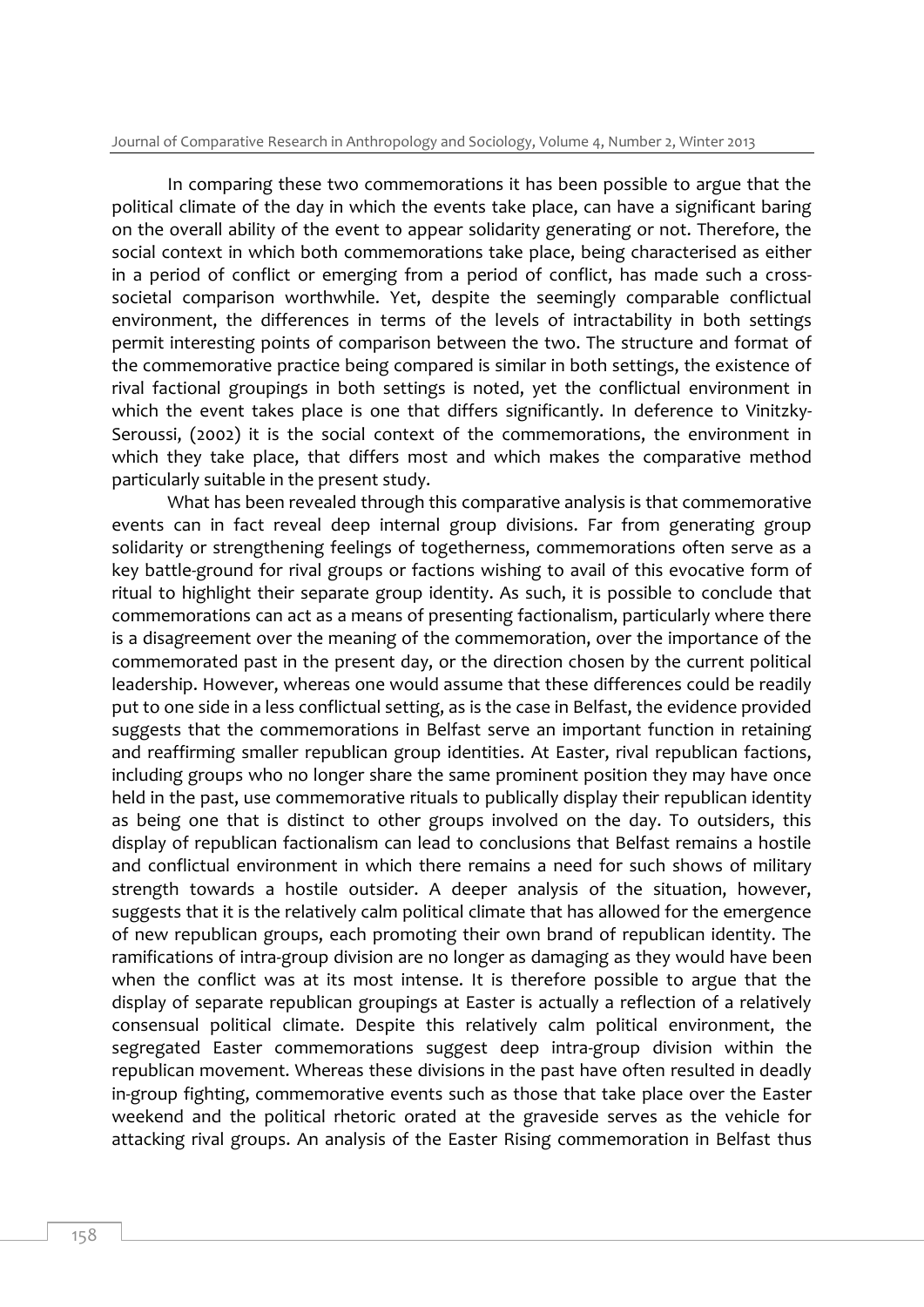In comparing these two commemorations it has been possible to argue that the political climate of the day in which the events take place, can have a significant baring on the overall ability of the event to appear solidarity generating or not. Therefore, the social context in which both commemorations take place, being characterised as either in a period of conflict or emerging from a period of conflict, has made such a cross-societal comparison worthwhile. Yet, despite the seemingly comparable conflictual environment, the differences in terms of the levels of intractability in both settings permit interesting points of comparison between the two. The structure and format of the commemorative practice being compared is similar in both settings, the existence of rival factional groupings in both settings is noted, yet the conflictual environment in which the event takes place is one that differs significantly. In deference to Vinitzky-Seroussi, (2002) it is the social context of the commemorations, the environment in which they take place, that differs most and which makes the comparative method particularly suitable in the present study.

What has been revealed through this comparative analysis is that commemorative events can in fact reveal deep internal group divisions. Far from generating group solidarity or strengthening feelings of togetherness, commemorations often serve as a key battle-ground for rival groups or factions wishing to avail of this evocative form of ritual to highlight their separate group identity. As such, it is possible to conclude that commemorations can act as a means of presenting factionalism, particularly where there is a disagreement over the meaning of the commemoration, over the importance of the commemorated past in the present day, or the direction chosen by the current political leadership. However, whereas one would assume that these differences could be readily put to one side in a less conflictual setting, as is the case in Belfast, the evidence provided suggests that the commemorations in Belfast serve an important function in retaining and reaffirming smaller republican group identities. At Easter, rival republican factions, including groups who no longer share the same prominent position they may have once held in the past, use commemorative rituals to publically display their republican identity as being one that is distinct to other groups involved on the day. To outsiders, this display of republican factionalism can lead to conclusions that Belfast remains a hostile and conflictual environment in which there remains a need for such shows of military strength towards a hostile outsider. A deeper analysis of the situation, however, suggests that it is the relatively calm political climate that has allowed for the emergence of new republican groups, each promoting their own brand of republican identity. The ramifications of intra-group division are no longer as damaging as they would have been when the conflict was at its most intense. It is therefore possible to argue that the display of separate republican groupings at Easter is actually a reflection of a relatively consensual political climate. Despite this relatively calm political environment, the segregated Easter commemorations suggest deep intra-group division within the republican movement. Whereas these divisions in the past have often resulted in deadly in-group fighting, commemorative events such as those that take place over the Easter weekend and the political rhetoric orated at the graveside serves as the vehicle for attacking rival groups. An analysis of the Easter Rising commemoration in Belfast thus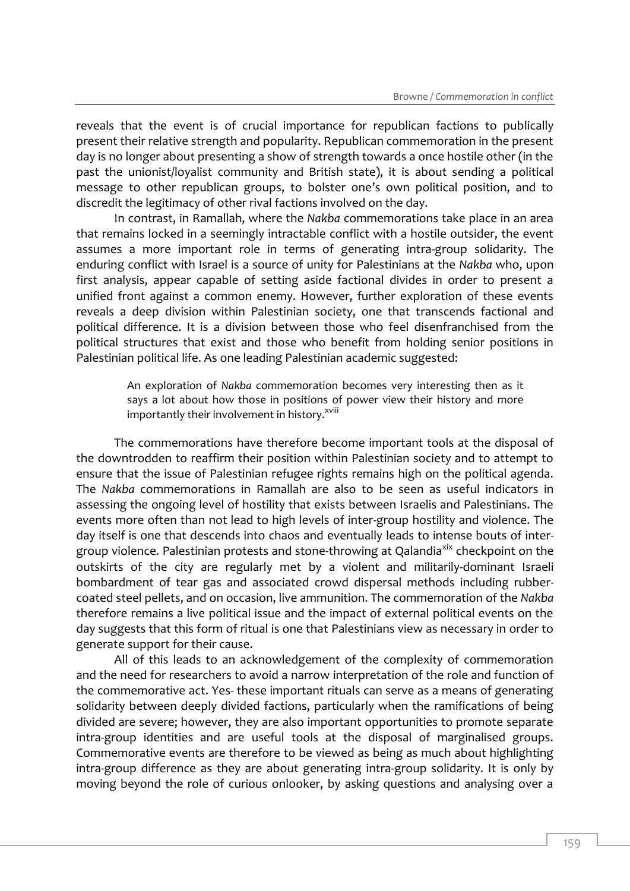reveals that the event is of crucial importance for republican factions to publically present their relative strength and popularity. Republican commemoration in the present day is no longer about presenting a show of strength towards a once hostile other (in the past the unionist/loyalist community and British state), it is about sending a political message to other republican groups, to bolster one's own political position, and to discredit the legitimacy of other rival factions involved on the day.

In contrast, in Ramallah, where the *Nakba* commemorations take place in an area that remains locked in a seemingly intractable conflict with a hostile outsider, the event assumes a more important role in terms of generating intra-group solidarity. The enduring conflict with Israel is a source of unity for Palestinians at the *Nakba* who, upon first analysis, appear capable of setting aside factional divides in order to present a unified front against a common enemy. However, further exploration of these events reveals a deep division within Palestinian society, one that transcends factional and political difference. It is a division between those who feel disenfranchised from the political structures that exist and those who benefit from holding senior positions in Palestinian political life. As one leading Palestinian academic suggested:

> An exploration of *Nakba* commemoration becomes very interesting then as it says a lot about how those in positions of power view their history and more importantly their involvement in history.[xviii]

The commemorations have therefore become important tools at the disposal of the downtrodden to reaffirm their position within Palestinian society and to attempt to ensure that the issue of Palestinian refugee rights remains high on the political agenda. The *Nakba* commemorations in Ramallah are also to be seen as useful indicators in assessing the ongoing level of hostility that exists between Israelis and Palestinians. The events more often than not lead to high levels of inter-group hostility and violence. The day itself is one that descends into chaos and eventually leads to intense bouts of inter-group violence. Palestinian protests and stone-throwing at Qalandia[xix] checkpoint on the outskirts of the city are regularly met by a violent and militarily-dominant Israeli bombardment of tear gas and associated crowd dispersal methods including rubber-coated steel pellets, and on occasion, live ammunition. The commemoration of the *Nakba* therefore remains a live political issue and the impact of external political events on the day suggests that this form of ritual is one that Palestinians view as necessary in order to generate support for their cause.

All of this leads to an acknowledgement of the complexity of commemoration and the need for researchers to avoid a narrow interpretation of the role and function of the commemorative act. Yes- these important rituals can serve as a means of generating solidarity between deeply divided factions, particularly when the ramifications of being divided are severe; however, they are also important opportunities to promote separate intra-group identities and are useful tools at the disposal of marginalised groups. Commemorative events are therefore to be viewed as being as much about highlighting intra-group difference as they are about generating intra-group solidarity. It is only by moving beyond the role of curious onlooker, by asking questions and analysing over a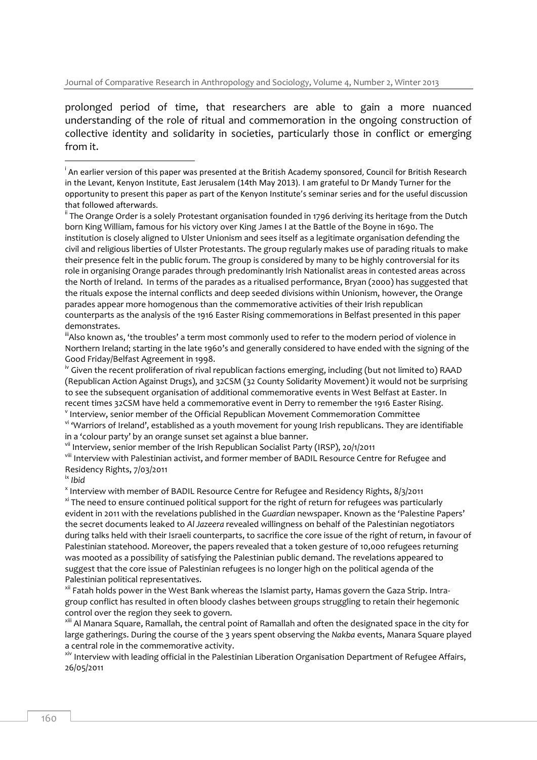prolonged period of time, that researchers are able to gain a more nuanced understanding of the role of ritual and commemoration in the ongoing construction of collective identity and solidarity in societies, particularly those in conflict or emerging from it.

---

[i] An earlier version of this paper was presented at the British Academy sponsored, Council for British Research in the Levant, Kenyon Institute, East Jerusalem (14th May 2013). I am grateful to Dr Mandy Turner for the opportunity to present this paper as part of the Kenyon Institute's seminar series and for the useful discussion that followed afterwards.

[ii] The Orange Order is a solely Protestant organisation founded in 1796 deriving its heritage from the Dutch born King William, famous for his victory over King James I at the Battle of the Boyne in 1690. The institution is closely aligned to Ulster Unionism and sees itself as a legitimate organisation defending the civil and religious liberties of Ulster Protestants. The group regularly makes use of parading rituals to make their presence felt in the public forum. The group is considered by many to be highly controversial for its role in organising Orange parades through predominantly Irish Nationalist areas in contested areas across the North of Ireland. In terms of the parades as a ritualised performance, Bryan (2000) has suggested that the rituals expose the internal conflicts and deep seeded divisions within Unionism, however, the Orange parades appear more homogenous than the commemorative activities of their Irish republican counterparts as the analysis of the 1916 Easter Rising commemorations in Belfast presented in this paper demonstrates.

[iii] Also known as, 'the troubles' a term most commonly used to refer to the modern period of violence in Northern Ireland; starting in the late 1960's and generally considered to have ended with the signing of the Good Friday/Belfast Agreement in 1998.

[iv] Given the recent proliferation of rival republican factions emerging, including (but not limited to) RAAD (Republican Action Against Drugs), and 32CSM (32 County Solidarity Movement) it would not be surprising to see the subsequent organisation of additional commemorative events in West Belfast at Easter. In recent times 32CSM have held a commemorative event in Derry to remember the 1916 Easter Rising.

[v] Interview, senior member of the Official Republican Movement Commemoration Committee

[vi] 'Warriors of Ireland', established as a youth movement for young Irish republicans. They are identifiable in a 'colour party' by an orange sunset set against a blue banner.

[vii] Interview, senior member of the Irish Republican Socialist Party (IRSP), 20/1/2011

[viii] Interview with Palestinian activist, and former member of BADIL Resource Centre for Refugee and Residency Rights, 7/03/2011

[ix] *Ibid*

[x] Interview with member of BADIL Resource Centre for Refugee and Residency Rights, 8/3/2011

[xi] The need to ensure continued political support for the right of return for refugees was particularly evident in 2011 with the revelations published in the *Guardian* newspaper. Known as the 'Palestine Papers' the secret documents leaked to *Al Jazeera* revealed willingness on behalf of the Palestinian negotiators during talks held with their Israeli counterparts, to sacrifice the core issue of the right of return, in favour of Palestinian statehood. Moreover, the papers revealed that a token gesture of 10,000 refugees returning was mooted as a possibility of satisfying the Palestinian public demand. The revelations appeared to suggest that the core issue of Palestinian refugees is no longer high on the political agenda of the Palestinian political representatives.

[xii] Fatah holds power in the West Bank whereas the Islamist party, Hamas govern the Gaza Strip. Intra-group conflict has resulted in often bloody clashes between groups struggling to retain their hegemonic control over the region they seek to govern.

[xiii] Al Manara Square, Ramallah, the central point of Ramallah and often the designated space in the city for large gatherings. During the course of the 3 years spent observing the *Nakba* events, Manara Square played a central role in the commemorative activity.

[xiv] Interview with leading official in the Palestinian Liberation Organisation Department of Refugee Affairs, 26/05/2011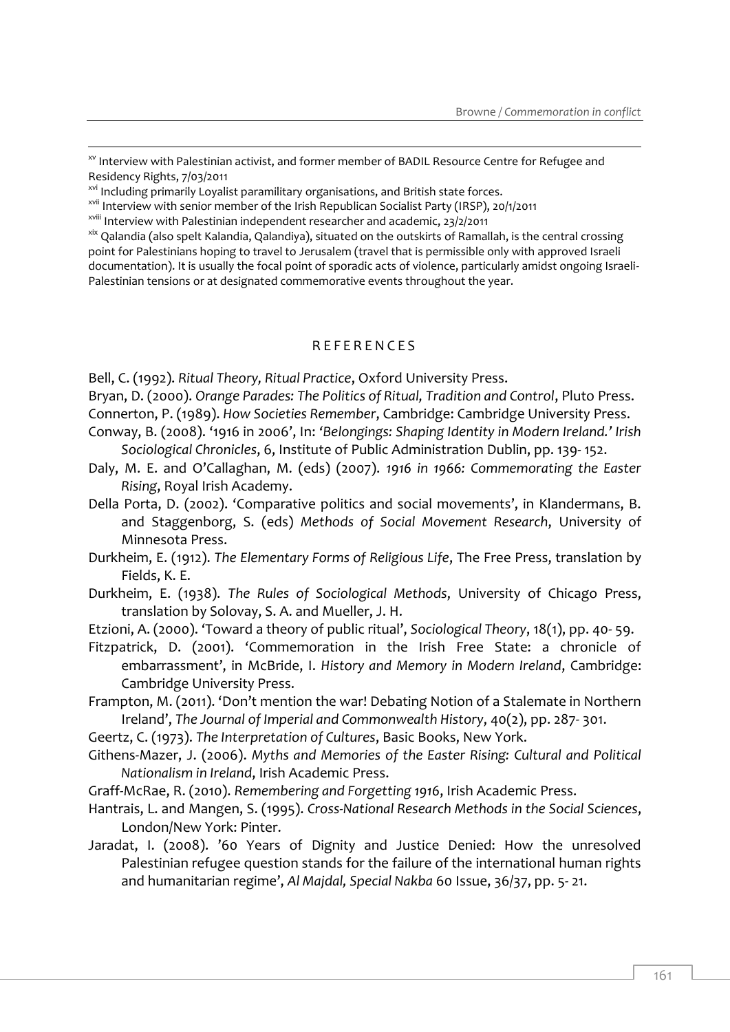[xv] Interview with Palestinian activist, and former member of BADIL Resource Centre for Refugee and Residency Rights, 7/03/2011

[xvi] Including primarily Loyalist paramilitary organisations, and British state forces.

[xvii] Interview with senior member of the Irish Republican Socialist Party (IRSP), 20/1/2011

[xviii] Interview with Palestinian independent researcher and academic, 23/2/2011

[xix] Qalandia (also spelt Kalandia, Qalandiya), situated on the outskirts of Ramallah, is the central crossing point for Palestinians hoping to travel to Jerusalem (travel that is permissible only with approved Israeli documentation). It is usually the focal point of sporadic acts of violence, particularly amidst ongoing Israeli-Palestinian tensions or at designated commemorative events throughout the year.

## REFERENCES

Bell, C. (1992). *Ritual Theory, Ritual Practice*, Oxford University Press.

Bryan, D. (2000). *Orange Parades: The Politics of Ritual, Tradition and Control*, Pluto Press.

Connerton, P. (1989). *How Societies Remember*, Cambridge: Cambridge University Press.

Conway, B. (2008). '1916 in 2006', In: *'Belongings: Shaping Identity in Modern Ireland.' Irish Sociological Chronicles*, 6, Institute of Public Administration Dublin, pp. 139- 152.

Daly, M. E. and O'Callaghan, M. (eds) (2007). *1916 in 1966: Commemorating the Easter Rising*, Royal Irish Academy.

Della Porta, D. (2002). 'Comparative politics and social movements', in Klandermans, B. and Staggenborg, S. (eds) *Methods of Social Movement Research*, University of Minnesota Press.

Durkheim, E. (1912). *The Elementary Forms of Religious Life*, The Free Press, translation by Fields, K. E.

Durkheim, E. (1938). *The Rules of Sociological Methods*, University of Chicago Press, translation by Solovay, S. A. and Mueller, J. H.

Etzioni, A. (2000). 'Toward a theory of public ritual', *Sociological Theory*, 18(1), pp. 40- 59.

Fitzpatrick, D. (2001). 'Commemoration in the Irish Free State: a chronicle of embarrassment', in McBride, I. *History and Memory in Modern Ireland*, Cambridge: Cambridge University Press.

Frampton, M. (2011). 'Don't mention the war! Debating Notion of a Stalemate in Northern Ireland', *The Journal of Imperial and Commonwealth History*, 40(2), pp. 287- 301.

Geertz, C. (1973). *The Interpretation of Cultures*, Basic Books, New York.

Githens-Mazer, J. (2006). *Myths and Memories of the Easter Rising: Cultural and Political Nationalism in Ireland*, Irish Academic Press.

Graff-McRae, R. (2010). *Remembering and Forgetting 1916*, Irish Academic Press.

Hantrais, L. and Mangen, S. (1995). *Cross-National Research Methods in the Social Sciences*, London/New York: Pinter.

Jaradat, I. (2008). '60 Years of Dignity and Justice Denied: How the unresolved Palestinian refugee question stands for the failure of the international human rights and humanitarian regime', *Al Majdal, Special Nakba* 60 Issue, 36/37, pp. 5- 21.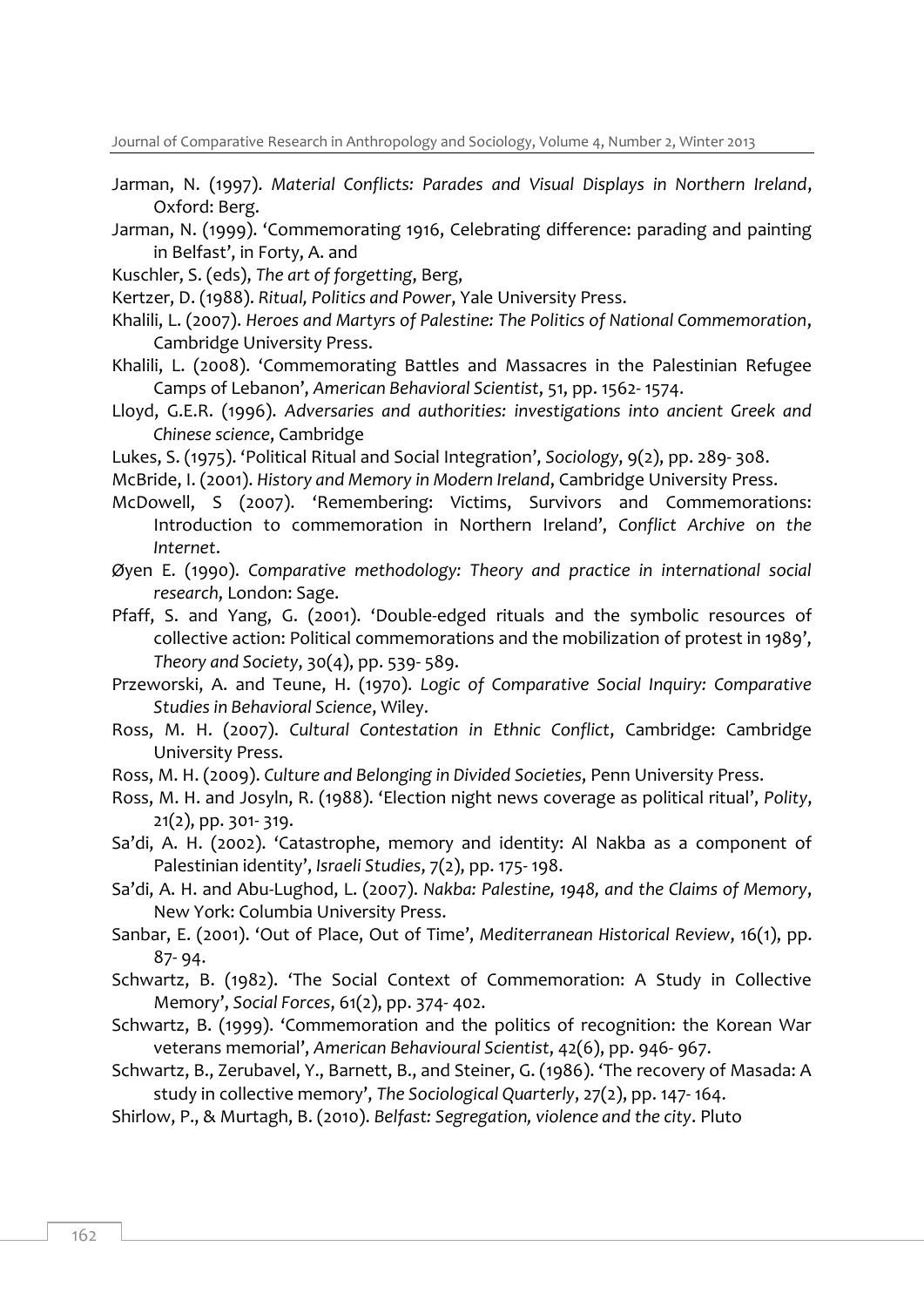Jarman, N. (1997). *Material Conflicts: Parades and Visual Displays in Northern Ireland*, Oxford: Berg.

Jarman, N. (1999). 'Commemorating 1916, Celebrating difference: parading and painting in Belfast', in Forty, A. and

Kuschler, S. (eds), *The art of forgetting*, Berg,

Kertzer, D. (1988). *Ritual, Politics and Power*, Yale University Press.

Khalili, L. (2007). *Heroes and Martyrs of Palestine: The Politics of National Commemoration*, Cambridge University Press.

Khalili, L. (2008). 'Commemorating Battles and Massacres in the Palestinian Refugee Camps of Lebanon', *American Behavioral Scientist*, 51, pp. 1562- 1574.

Lloyd, G.E.R. (1996). *Adversaries and authorities: investigations into ancient Greek and Chinese science*, Cambridge

Lukes, S. (1975). 'Political Ritual and Social Integration', *Sociology*, 9(2), pp. 289- 308.

McBride, I. (2001). *History and Memory in Modern Ireland*, Cambridge University Press.

McDowell, S (2007). 'Remembering: Victims, Survivors and Commemorations: Introduction to commemoration in Northern Ireland', *Conflict Archive on the Internet*.

Øyen E. (1990). *Comparative methodology: Theory and practice in international social research*, London: Sage.

Pfaff, S. and Yang, G. (2001). 'Double-edged rituals and the symbolic resources of collective action: Political commemorations and the mobilization of protest in 1989', *Theory and Society*, 30(4), pp. 539- 589.

Przeworski, A. and Teune, H. (1970). *Logic of Comparative Social Inquiry: Comparative Studies in Behavioral Science*, Wiley.

Ross, M. H. (2007). *Cultural Contestation in Ethnic Conflict*, Cambridge: Cambridge University Press.

Ross, M. H. (2009). *Culture and Belonging in Divided Societies*, Penn University Press.

Ross, M. H. and Josyln, R. (1988). 'Election night news coverage as political ritual', *Polity*, 21(2), pp. 301- 319.

Sa'di, A. H. (2002). 'Catastrophe, memory and identity: Al Nakba as a component of Palestinian identity', *Israeli Studies*, 7(2), pp. 175- 198.

Sa'di, A. H. and Abu-Lughod, L. (2007). *Nakba: Palestine, 1948, and the Claims of Memory*, New York: Columbia University Press.

Sanbar, E. (2001). 'Out of Place, Out of Time', *Mediterranean Historical Review*, 16(1), pp. 87- 94.

Schwartz, B. (1982). 'The Social Context of Commemoration: A Study in Collective Memory', *Social Forces*, 61(2), pp. 374- 402.

Schwartz, B. (1999). 'Commemoration and the politics of recognition: the Korean War veterans memorial', *American Behavioural Scientist*, 42(6), pp. 946- 967.

Schwartz, B., Zerubavel, Y., Barnett, B., and Steiner, G. (1986). 'The recovery of Masada: A study in collective memory', *The Sociological Quarterly*, 27(2), pp. 147- 164.

Shirlow, P., & Murtagh, B. (2010). *Belfast: Segregation, violence and the city*. Pluto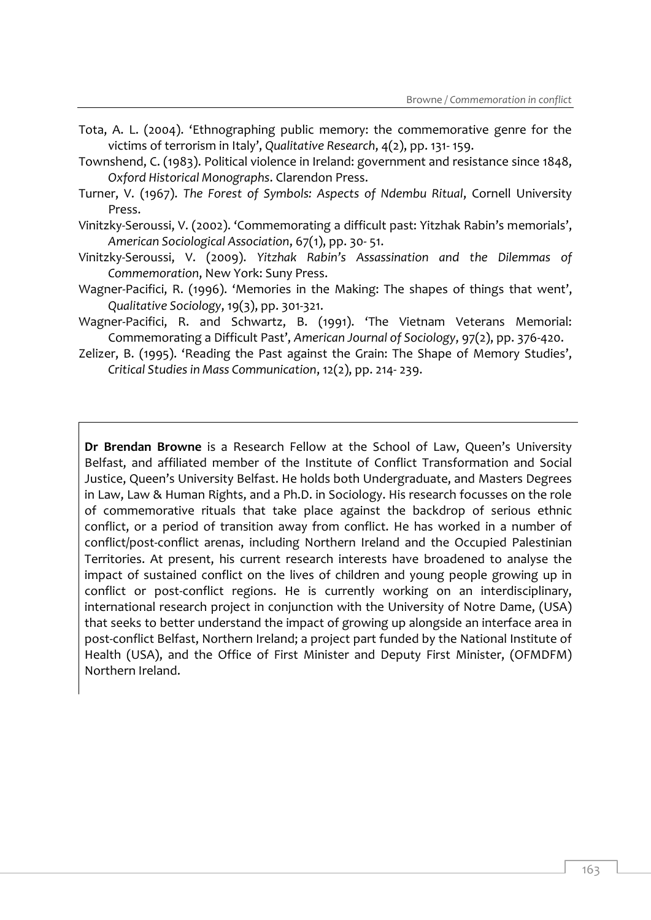Tota, A. L. (2004). 'Ethnographing public memory: the commemorative genre for the victims of terrorism in Italy', *Qualitative Research*, 4(2), pp. 131- 159.

Townshend, C. (1983). Political violence in Ireland: government and resistance since 1848, *Oxford Historical Monographs*. Clarendon Press.

Turner, V. (1967). *The Forest of Symbols: Aspects of Ndembu Ritual*, Cornell University Press.

Vinitzky-Seroussi, V. (2002). 'Commemorating a difficult past: Yitzhak Rabin's memorials', *American Sociological Association*, 67(1), pp. 30- 51.

Vinitzky-Seroussi, V. (2009). *Yitzhak Rabin's Assassination and the Dilemmas of Commemoration*, New York: Suny Press.

Wagner-Pacifici, R. (1996). 'Memories in the Making: The shapes of things that went', *Qualitative Sociology*, 19(3), pp. 301-321.

Wagner-Pacifici, R. and Schwartz, B. (1991). 'The Vietnam Veterans Memorial: Commemorating a Difficult Past', *American Journal of Sociology*, 97(2), pp. 376-420.

Zelizer, B. (1995). 'Reading the Past against the Grain: The Shape of Memory Studies', *Critical Studies in Mass Communication*, 12(2), pp. 214- 239.

**Dr Brendan Browne** is a Research Fellow at the School of Law, Queen's University Belfast, and affiliated member of the Institute of Conflict Transformation and Social Justice, Queen's University Belfast. He holds both Undergraduate, and Masters Degrees in Law, Law & Human Rights, and a Ph.D. in Sociology. His research focusses on the role of commemorative rituals that take place against the backdrop of serious ethnic conflict, or a period of transition away from conflict. He has worked in a number of conflict/post-conflict arenas, including Northern Ireland and the Occupied Palestinian Territories. At present, his current research interests have broadened to analyse the impact of sustained conflict on the lives of children and young people growing up in conflict or post-conflict regions. He is currently working on an interdisciplinary, international research project in conjunction with the University of Notre Dame, (USA) that seeks to better understand the impact of growing up alongside an interface area in post-conflict Belfast, Northern Ireland; a project part funded by the National Institute of Health (USA), and the Office of First Minister and Deputy First Minister, (OFMDFM) Northern Ireland.